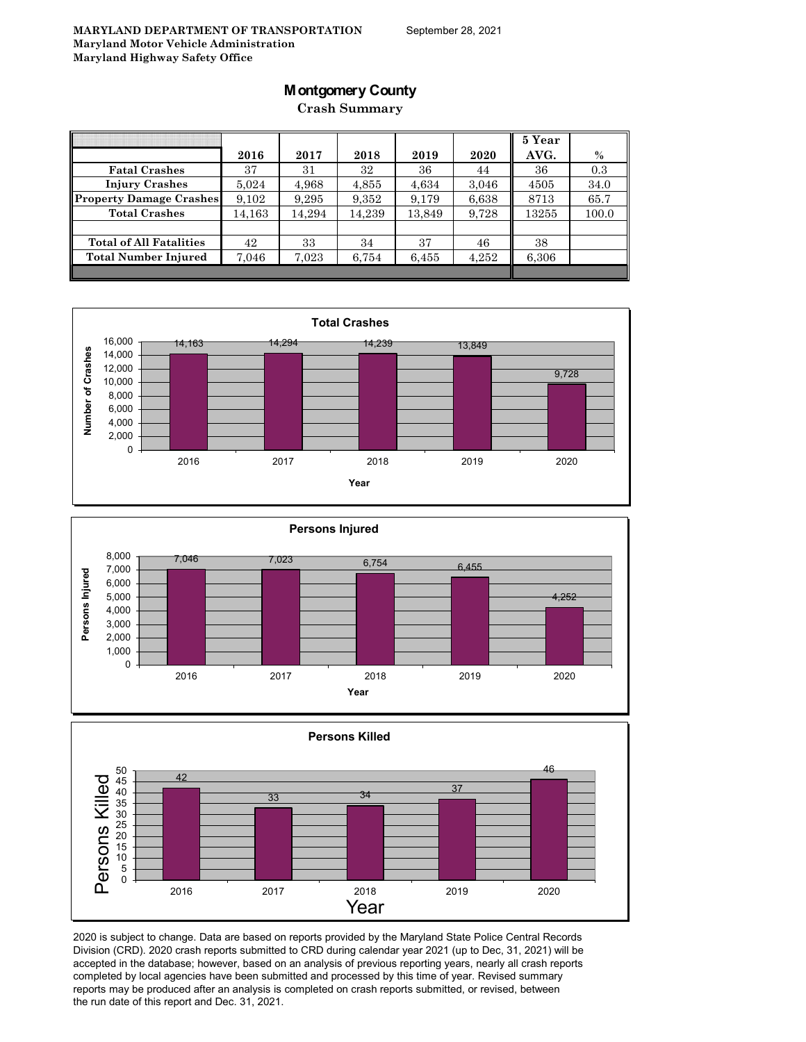**MARYLAND DEPARTMENT OF TRANSPORTATION**
**Maryland Motor Vehicle Administration**
**Maryland Highway Safety Office**

September 28, 2021

# Montgomery County

## Crash Summary

| | 2016 | 2017 | 2018 | 2019 | 2020 | 5 Year AVG. | % |
|---|---|---|---|---|---|---|---|
| **Fatal Crashes** | 37 | 31 | 32 | 36 | 44 | 36 | 0.3 |
| **Injury Crashes** | 5,024 | 4,968 | 4,855 | 4,634 | 3,046 | 4505 | 34.0 |
| **Property Damage Crashes** | 9,102 | 9,295 | 9,352 | 9,179 | 6,638 | 8713 | 65.7 |
| **Total Crashes** | 14,163 | 14,294 | 14,239 | 13,849 | 9,728 | 13255 | 100.0 |
| | | | | | | | |
| **Total of All Fatalities** | 42 | 33 | 34 | 37 | 46 | 38 | |
| **Total Number Injured** | 7,046 | 7,023 | 6,754 | 6,455 | 4,252 | 6,306 | |

**Total Crashes**

| Year | Number of Crashes |
|---|---|
| 2016 | 14,163 |
| 2017 | 14,294 |
| 2018 | 14,239 |
| 2019 | 13,849 |
| 2020 | 9,728 |

**Persons Injured**

| Year | Persons Injured |
|---|---|
| 2016 | 7,046 |
| 2017 | 7,023 |
| 2018 | 6,754 |
| 2019 | 6,455 |
| 2020 | 4,252 |

**Persons Killed**

| Year | Persons Killed |
|---|---|
| 2016 | 42 |
| 2017 | 33 |
| 2018 | 34 |
| 2019 | 37 |
| 2020 | 46 |

2020 is subject to change. Data are based on reports provided by the Maryland State Police Central Records Division (CRD). 2020 crash reports submitted to CRD during calendar year 2021 (up to Dec, 31, 2021) will be accepted in the database; however, based on an analysis of previous reporting years, nearly all crash reports completed by local agencies have been submitted and processed by this time of year. Revised summary reports may be produced after an analysis is completed on crash reports submitted, or revised, between the run date of this report and Dec. 31, 2021.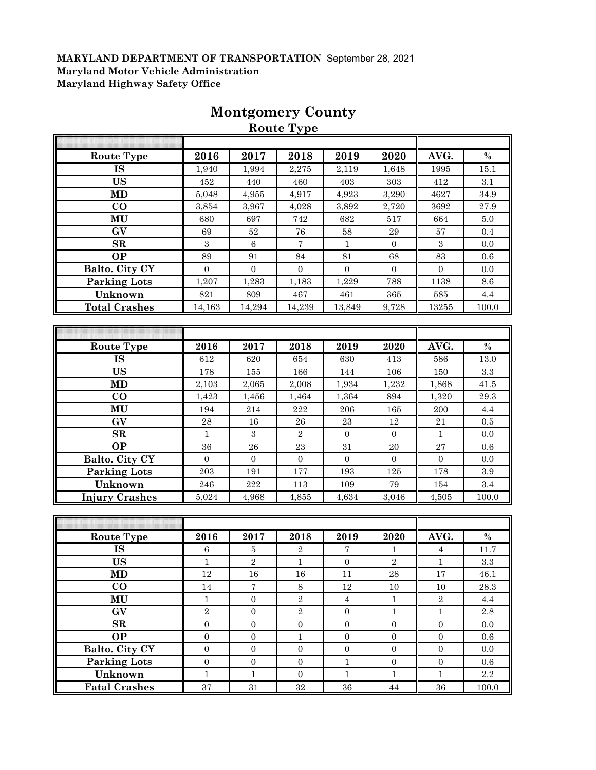**MARYLAND DEPARTMENT OF TRANSPORTATION** September 28, 2021
**Maryland Motor Vehicle Administration**
**Maryland Highway Safety Office**

# Montgomery County

## Route Type

| Route Type | 2016 | 2017 | 2018 | 2019 | 2020 | AVG. | % |
|---|---|---|---|---|---|---|---|
| IS | 1,940 | 1,994 | 2,275 | 2,119 | 1,648 | 1995 | 15.1 |
| US | 452 | 440 | 460 | 403 | 303 | 412 | 3.1 |
| MD | 5,048 | 4,955 | 4,917 | 4,923 | 3,290 | 4627 | 34.9 |
| CO | 3,854 | 3,967 | 4,028 | 3,892 | 2,720 | 3692 | 27.9 |
| MU | 680 | 697 | 742 | 682 | 517 | 664 | 5.0 |
| GV | 69 | 52 | 76 | 58 | 29 | 57 | 0.4 |
| SR | 3 | 6 | 7 | 1 | 0 | 3 | 0.0 |
| OP | 89 | 91 | 84 | 81 | 68 | 83 | 0.6 |
| Balto. City CY | 0 | 0 | 0 | 0 | 0 | 0 | 0.0 |
| Parking Lots | 1,207 | 1,283 | 1,183 | 1,229 | 788 | 1138 | 8.6 |
| Unknown | 821 | 809 | 467 | 461 | 365 | 585 | 4.4 |
| Total Crashes | 14,163 | 14,294 | 14,239 | 13,849 | 9,728 | 13255 | 100.0 |

| Route Type | 2016 | 2017 | 2018 | 2019 | 2020 | AVG. | % |
|---|---|---|---|---|---|---|---|
| IS | 612 | 620 | 654 | 630 | 413 | 586 | 13.0 |
| US | 178 | 155 | 166 | 144 | 106 | 150 | 3.3 |
| MD | 2,103 | 2,065 | 2,008 | 1,934 | 1,232 | 1,868 | 41.5 |
| CO | 1,423 | 1,456 | 1,464 | 1,364 | 894 | 1,320 | 29.3 |
| MU | 194 | 214 | 222 | 206 | 165 | 200 | 4.4 |
| GV | 28 | 16 | 26 | 23 | 12 | 21 | 0.5 |
| SR | 1 | 3 | 2 | 0 | 0 | 1 | 0.0 |
| OP | 36 | 26 | 23 | 31 | 20 | 27 | 0.6 |
| Balto. City CY | 0 | 0 | 0 | 0 | 0 | 0 | 0.0 |
| Parking Lots | 203 | 191 | 177 | 193 | 125 | 178 | 3.9 |
| Unknown | 246 | 222 | 113 | 109 | 79 | 154 | 3.4 |
| Injury Crashes | 5,024 | 4,968 | 4,855 | 4,634 | 3,046 | 4,505 | 100.0 |

| Route Type | 2016 | 2017 | 2018 | 2019 | 2020 | AVG. | % |
|---|---|---|---|---|---|---|---|
| IS | 6 | 5 | 2 | 7 | 1 | 4 | 11.7 |
| US | 1 | 2 | 1 | 0 | 2 | 1 | 3.3 |
| MD | 12 | 16 | 16 | 11 | 28 | 17 | 46.1 |
| CO | 14 | 7 | 8 | 12 | 10 | 10 | 28.3 |
| MU | 1 | 0 | 2 | 4 | 1 | 2 | 4.4 |
| GV | 2 | 0 | 2 | 0 | 1 | 1 | 2.8 |
| SR | 0 | 0 | 0 | 0 | 0 | 0 | 0.0 |
| OP | 0 | 0 | 1 | 0 | 0 | 0 | 0.6 |
| Balto. City CY | 0 | 0 | 0 | 0 | 0 | 0 | 0.0 |
| Parking Lots | 0 | 0 | 0 | 1 | 0 | 0 | 0.6 |
| Unknown | 1 | 1 | 0 | 1 | 1 | 1 | 2.2 |
| Fatal Crashes | 37 | 31 | 32 | 36 | 44 | 36 | 100.0 |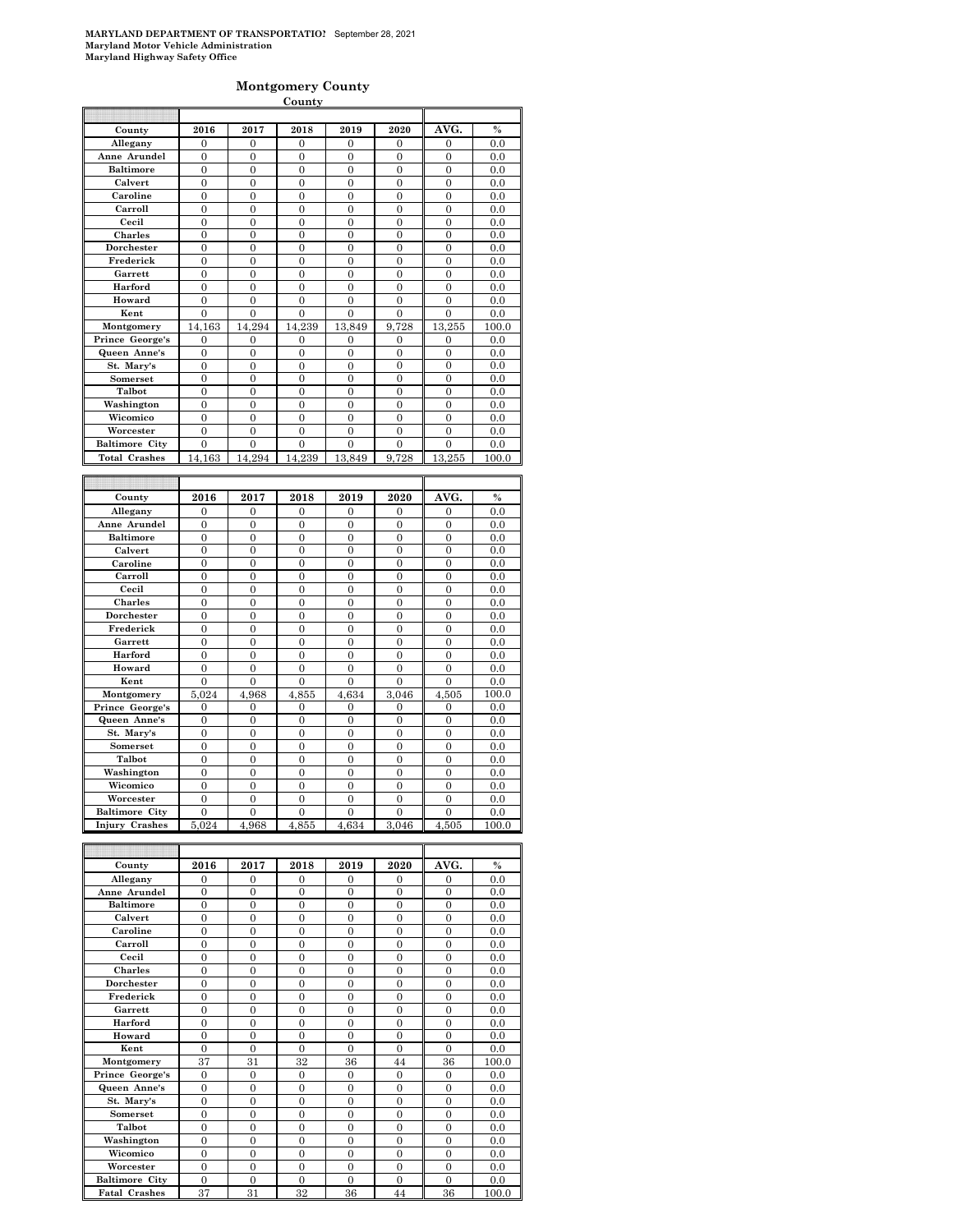**MARYLAND DEPARTMENT OF TRANSPORTATIO!** September 28, 2021
**Maryland Motor Vehicle Administration**
**Maryland Highway Safety Office**

## Montgomery County

**County**

| County | 2016 | 2017 | 2018 | 2019 | 2020 | AVG. | % |
|---|---|---|---|---|---|---|---|
| Allegany | 0 | 0 | 0 | 0 | 0 | 0 | 0.0 |
| Anne Arundel | 0 | 0 | 0 | 0 | 0 | 0 | 0.0 |
| Baltimore | 0 | 0 | 0 | 0 | 0 | 0 | 0.0 |
| Calvert | 0 | 0 | 0 | 0 | 0 | 0 | 0.0 |
| Caroline | 0 | 0 | 0 | 0 | 0 | 0 | 0.0 |
| Carroll | 0 | 0 | 0 | 0 | 0 | 0 | 0.0 |
| Cecil | 0 | 0 | 0 | 0 | 0 | 0 | 0.0 |
| Charles | 0 | 0 | 0 | 0 | 0 | 0 | 0.0 |
| Dorchester | 0 | 0 | 0 | 0 | 0 | 0 | 0.0 |
| Frederick | 0 | 0 | 0 | 0 | 0 | 0 | 0.0 |
| Garrett | 0 | 0 | 0 | 0 | 0 | 0 | 0.0 |
| Harford | 0 | 0 | 0 | 0 | 0 | 0 | 0.0 |
| Howard | 0 | 0 | 0 | 0 | 0 | 0 | 0.0 |
| Kent | 0 | 0 | 0 | 0 | 0 | 0 | 0.0 |
| Montgomery | 14,163 | 14,294 | 14,239 | 13,849 | 9,728 | 13,255 | 100.0 |
| Prince George's | 0 | 0 | 0 | 0 | 0 | 0 | 0.0 |
| Queen Anne's | 0 | 0 | 0 | 0 | 0 | 0 | 0.0 |
| St. Mary's | 0 | 0 | 0 | 0 | 0 | 0 | 0.0 |
| Somerset | 0 | 0 | 0 | 0 | 0 | 0 | 0.0 |
| Talbot | 0 | 0 | 0 | 0 | 0 | 0 | 0.0 |
| Washington | 0 | 0 | 0 | 0 | 0 | 0 | 0.0 |
| Wicomico | 0 | 0 | 0 | 0 | 0 | 0 | 0.0 |
| Worcester | 0 | 0 | 0 | 0 | 0 | 0 | 0.0 |
| Baltimore City | 0 | 0 | 0 | 0 | 0 | 0 | 0.0 |
| Total Crashes | 14,163 | 14,294 | 14,239 | 13,849 | 9,728 | 13,255 | 100.0 |

| County | 2016 | 2017 | 2018 | 2019 | 2020 | AVG. | % |
|---|---|---|---|---|---|---|---|
| Allegany | 0 | 0 | 0 | 0 | 0 | 0 | 0.0 |
| Anne Arundel | 0 | 0 | 0 | 0 | 0 | 0 | 0.0 |
| Baltimore | 0 | 0 | 0 | 0 | 0 | 0 | 0.0 |
| Calvert | 0 | 0 | 0 | 0 | 0 | 0 | 0.0 |
| Caroline | 0 | 0 | 0 | 0 | 0 | 0 | 0.0 |
| Carroll | 0 | 0 | 0 | 0 | 0 | 0 | 0.0 |
| Cecil | 0 | 0 | 0 | 0 | 0 | 0 | 0.0 |
| Charles | 0 | 0 | 0 | 0 | 0 | 0 | 0.0 |
| Dorchester | 0 | 0 | 0 | 0 | 0 | 0 | 0.0 |
| Frederick | 0 | 0 | 0 | 0 | 0 | 0 | 0.0 |
| Garrett | 0 | 0 | 0 | 0 | 0 | 0 | 0.0 |
| Harford | 0 | 0 | 0 | 0 | 0 | 0 | 0.0 |
| Howard | 0 | 0 | 0 | 0 | 0 | 0 | 0.0 |
| Kent | 0 | 0 | 0 | 0 | 0 | 0 | 0.0 |
| Montgomery | 5,024 | 4,968 | 4,855 | 4,634 | 3,046 | 4,505 | 100.0 |
| Prince George's | 0 | 0 | 0 | 0 | 0 | 0 | 0.0 |
| Queen Anne's | 0 | 0 | 0 | 0 | 0 | 0 | 0.0 |
| St. Mary's | 0 | 0 | 0 | 0 | 0 | 0 | 0.0 |
| Somerset | 0 | 0 | 0 | 0 | 0 | 0 | 0.0 |
| Talbot | 0 | 0 | 0 | 0 | 0 | 0 | 0.0 |
| Washington | 0 | 0 | 0 | 0 | 0 | 0 | 0.0 |
| Wicomico | 0 | 0 | 0 | 0 | 0 | 0 | 0.0 |
| Worcester | 0 | 0 | 0 | 0 | 0 | 0 | 0.0 |
| Baltimore City | 0 | 0 | 0 | 0 | 0 | 0 | 0.0 |
| Injury Crashes | 5,024 | 4,968 | 4,855 | 4,634 | 3,046 | 4,505 | 100.0 |

| County | 2016 | 2017 | 2018 | 2019 | 2020 | AVG. | % |
|---|---|---|---|---|---|---|---|
| Allegany | 0 | 0 | 0 | 0 | 0 | 0 | 0.0 |
| Anne Arundel | 0 | 0 | 0 | 0 | 0 | 0 | 0.0 |
| Baltimore | 0 | 0 | 0 | 0 | 0 | 0 | 0.0 |
| Calvert | 0 | 0 | 0 | 0 | 0 | 0 | 0.0 |
| Caroline | 0 | 0 | 0 | 0 | 0 | 0 | 0.0 |
| Carroll | 0 | 0 | 0 | 0 | 0 | 0 | 0.0 |
| Cecil | 0 | 0 | 0 | 0 | 0 | 0 | 0.0 |
| Charles | 0 | 0 | 0 | 0 | 0 | 0 | 0.0 |
| Dorchester | 0 | 0 | 0 | 0 | 0 | 0 | 0.0 |
| Frederick | 0 | 0 | 0 | 0 | 0 | 0 | 0.0 |
| Garrett | 0 | 0 | 0 | 0 | 0 | 0 | 0.0 |
| Harford | 0 | 0 | 0 | 0 | 0 | 0 | 0.0 |
| Howard | 0 | 0 | 0 | 0 | 0 | 0 | 0.0 |
| Kent | 0 | 0 | 0 | 0 | 0 | 0 | 0.0 |
| Montgomery | 37 | 31 | 32 | 36 | 44 | 36 | 100.0 |
| Prince George's | 0 | 0 | 0 | 0 | 0 | 0 | 0.0 |
| Queen Anne's | 0 | 0 | 0 | 0 | 0 | 0 | 0.0 |
| St. Mary's | 0 | 0 | 0 | 0 | 0 | 0 | 0.0 |
| Somerset | 0 | 0 | 0 | 0 | 0 | 0 | 0.0 |
| Talbot | 0 | 0 | 0 | 0 | 0 | 0 | 0.0 |
| Washington | 0 | 0 | 0 | 0 | 0 | 0 | 0.0 |
| Wicomico | 0 | 0 | 0 | 0 | 0 | 0 | 0.0 |
| Worcester | 0 | 0 | 0 | 0 | 0 | 0 | 0.0 |
| Baltimore City | 0 | 0 | 0 | 0 | 0 | 0 | 0.0 |
| Fatal Crashes | 37 | 31 | 32 | 36 | 44 | 36 | 100.0 |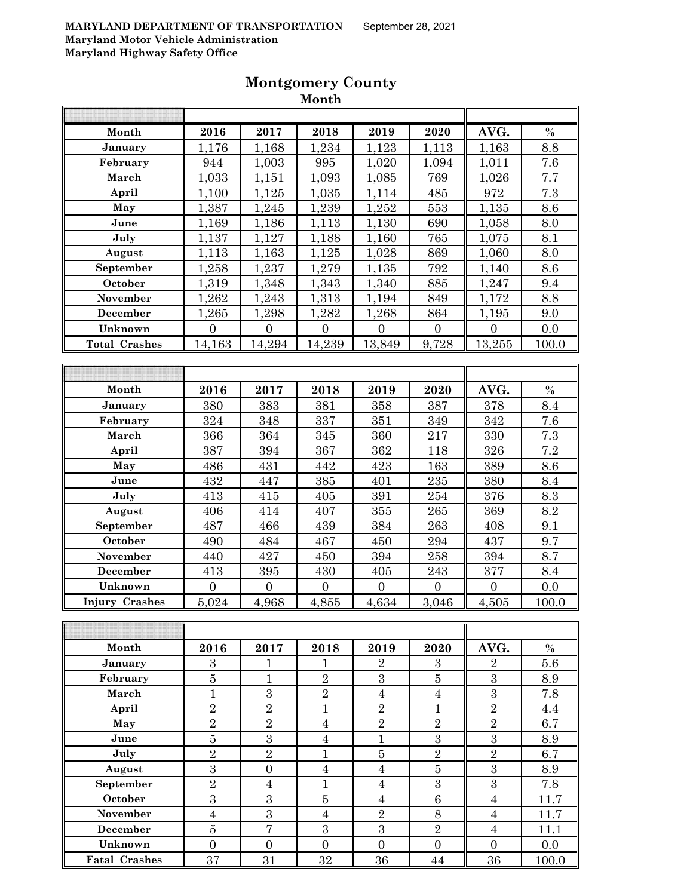**MARYLAND DEPARTMENT OF TRANSPORTATION** September 28, 2021
**Maryland Motor Vehicle Administration**
**Maryland Highway Safety Office**

# Montgomery County

## Month

| Month | 2016 | 2017 | 2018 | 2019 | 2020 | AVG. | % |
|---|---|---|---|---|---|---|---|
| January | 1,176 | 1,168 | 1,234 | 1,123 | 1,113 | 1,163 | 8.8 |
| February | 944 | 1,003 | 995 | 1,020 | 1,094 | 1,011 | 7.6 |
| March | 1,033 | 1,151 | 1,093 | 1,085 | 769 | 1,026 | 7.7 |
| April | 1,100 | 1,125 | 1,035 | 1,114 | 485 | 972 | 7.3 |
| May | 1,387 | 1,245 | 1,239 | 1,252 | 553 | 1,135 | 8.6 |
| June | 1,169 | 1,186 | 1,113 | 1,130 | 690 | 1,058 | 8.0 |
| July | 1,137 | 1,127 | 1,188 | 1,160 | 765 | 1,075 | 8.1 |
| August | 1,113 | 1,163 | 1,125 | 1,028 | 869 | 1,060 | 8.0 |
| September | 1,258 | 1,237 | 1,279 | 1,135 | 792 | 1,140 | 8.6 |
| October | 1,319 | 1,348 | 1,343 | 1,340 | 885 | 1,247 | 9.4 |
| November | 1,262 | 1,243 | 1,313 | 1,194 | 849 | 1,172 | 8.8 |
| December | 1,265 | 1,298 | 1,282 | 1,268 | 864 | 1,195 | 9.0 |
| Unknown | 0 | 0 | 0 | 0 | 0 | 0 | 0.0 |
| Total Crashes | 14,163 | 14,294 | 14,239 | 13,849 | 9,728 | 13,255 | 100.0 |

| Month | 2016 | 2017 | 2018 | 2019 | 2020 | AVG. | % |
|---|---|---|---|---|---|---|---|
| January | 380 | 383 | 381 | 358 | 387 | 378 | 8.4 |
| February | 324 | 348 | 337 | 351 | 349 | 342 | 7.6 |
| March | 366 | 364 | 345 | 360 | 217 | 330 | 7.3 |
| April | 387 | 394 | 367 | 362 | 118 | 326 | 7.2 |
| May | 486 | 431 | 442 | 423 | 163 | 389 | 8.6 |
| June | 432 | 447 | 385 | 401 | 235 | 380 | 8.4 |
| July | 413 | 415 | 405 | 391 | 254 | 376 | 8.3 |
| August | 406 | 414 | 407 | 355 | 265 | 369 | 8.2 |
| September | 487 | 466 | 439 | 384 | 263 | 408 | 9.1 |
| October | 490 | 484 | 467 | 450 | 294 | 437 | 9.7 |
| November | 440 | 427 | 450 | 394 | 258 | 394 | 8.7 |
| December | 413 | 395 | 430 | 405 | 243 | 377 | 8.4 |
| Unknown | 0 | 0 | 0 | 0 | 0 | 0 | 0.0 |
| Injury Crashes | 5,024 | 4,968 | 4,855 | 4,634 | 3,046 | 4,505 | 100.0 |

| Month | 2016 | 2017 | 2018 | 2019 | 2020 | AVG. | % |
|---|---|---|---|---|---|---|---|
| January | 3 | 1 | 1 | 2 | 3 | 2 | 5.6 |
| February | 5 | 1 | 2 | 3 | 5 | 3 | 8.9 |
| March | 1 | 3 | 2 | 4 | 4 | 3 | 7.8 |
| April | 2 | 2 | 1 | 2 | 1 | 2 | 4.4 |
| May | 2 | 2 | 4 | 2 | 2 | 2 | 6.7 |
| June | 5 | 3 | 4 | 1 | 3 | 3 | 8.9 |
| July | 2 | 2 | 1 | 5 | 2 | 2 | 6.7 |
| August | 3 | 0 | 4 | 4 | 5 | 3 | 8.9 |
| September | 2 | 4 | 1 | 4 | 3 | 3 | 7.8 |
| October | 3 | 3 | 5 | 4 | 6 | 4 | 11.7 |
| November | 4 | 3 | 4 | 2 | 8 | 4 | 11.7 |
| December | 5 | 7 | 3 | 3 | 2 | 4 | 11.1 |
| Unknown | 0 | 0 | 0 | 0 | 0 | 0 | 0.0 |
| Fatal Crashes | 37 | 31 | 32 | 36 | 44 | 36 | 100.0 |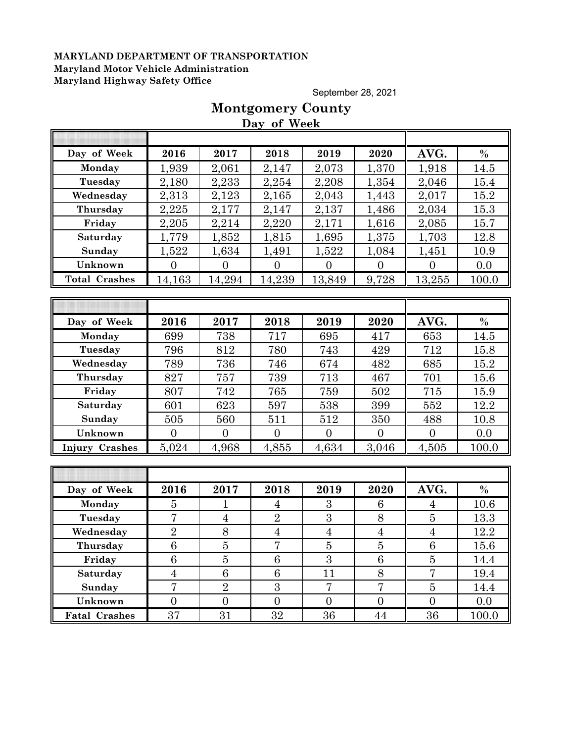**MARYLAND DEPARTMENT OF TRANSPORTATION**
**Maryland Motor Vehicle Administration**
**Maryland Highway Safety Office**

September 28, 2021

# Montgomery County

## Day of Week

| Day of Week | 2016 | 2017 | 2018 | 2019 | 2020 | AVG. | % |
|---|---|---|---|---|---|---|---|
| Monday | 1,939 | 2,061 | 2,147 | 2,073 | 1,370 | 1,918 | 14.5 |
| Tuesday | 2,180 | 2,233 | 2,254 | 2,208 | 1,354 | 2,046 | 15.4 |
| Wednesday | 2,313 | 2,123 | 2,165 | 2,043 | 1,443 | 2,017 | 15.2 |
| Thursday | 2,225 | 2,177 | 2,147 | 2,137 | 1,486 | 2,034 | 15.3 |
| Friday | 2,205 | 2,214 | 2,220 | 2,171 | 1,616 | 2,085 | 15.7 |
| Saturday | 1,779 | 1,852 | 1,815 | 1,695 | 1,375 | 1,703 | 12.8 |
| Sunday | 1,522 | 1,634 | 1,491 | 1,522 | 1,084 | 1,451 | 10.9 |
| Unknown | 0 | 0 | 0 | 0 | 0 | 0 | 0.0 |
| **Total Crashes** | 14,163 | 14,294 | 14,239 | 13,849 | 9,728 | 13,255 | 100.0 |

| Day of Week | 2016 | 2017 | 2018 | 2019 | 2020 | AVG. | % |
|---|---|---|---|---|---|---|---|
| Monday | 699 | 738 | 717 | 695 | 417 | 653 | 14.5 |
| Tuesday | 796 | 812 | 780 | 743 | 429 | 712 | 15.8 |
| Wednesday | 789 | 736 | 746 | 674 | 482 | 685 | 15.2 |
| Thursday | 827 | 757 | 739 | 713 | 467 | 701 | 15.6 |
| Friday | 807 | 742 | 765 | 759 | 502 | 715 | 15.9 |
| Saturday | 601 | 623 | 597 | 538 | 399 | 552 | 12.2 |
| Sunday | 505 | 560 | 511 | 512 | 350 | 488 | 10.8 |
| Unknown | 0 | 0 | 0 | 0 | 0 | 0 | 0.0 |
| **Injury Crashes** | 5,024 | 4,968 | 4,855 | 4,634 | 3,046 | 4,505 | 100.0 |

| Day of Week | 2016 | 2017 | 2018 | 2019 | 2020 | AVG. | % |
|---|---|---|---|---|---|---|---|
| Monday | 5 | 1 | 4 | 3 | 6 | 4 | 10.6 |
| Tuesday | 7 | 4 | 2 | 3 | 8 | 5 | 13.3 |
| Wednesday | 2 | 8 | 4 | 4 | 4 | 4 | 12.2 |
| Thursday | 6 | 5 | 7 | 5 | 5 | 6 | 15.6 |
| Friday | 6 | 5 | 6 | 3 | 6 | 5 | 14.4 |
| Saturday | 4 | 6 | 6 | 11 | 8 | 7 | 19.4 |
| Sunday | 7 | 2 | 3 | 7 | 7 | 5 | 14.4 |
| Unknown | 0 | 0 | 0 | 0 | 0 | 0 | 0.0 |
| **Fatal Crashes** | 37 | 31 | 32 | 36 | 44 | 36 | 100.0 |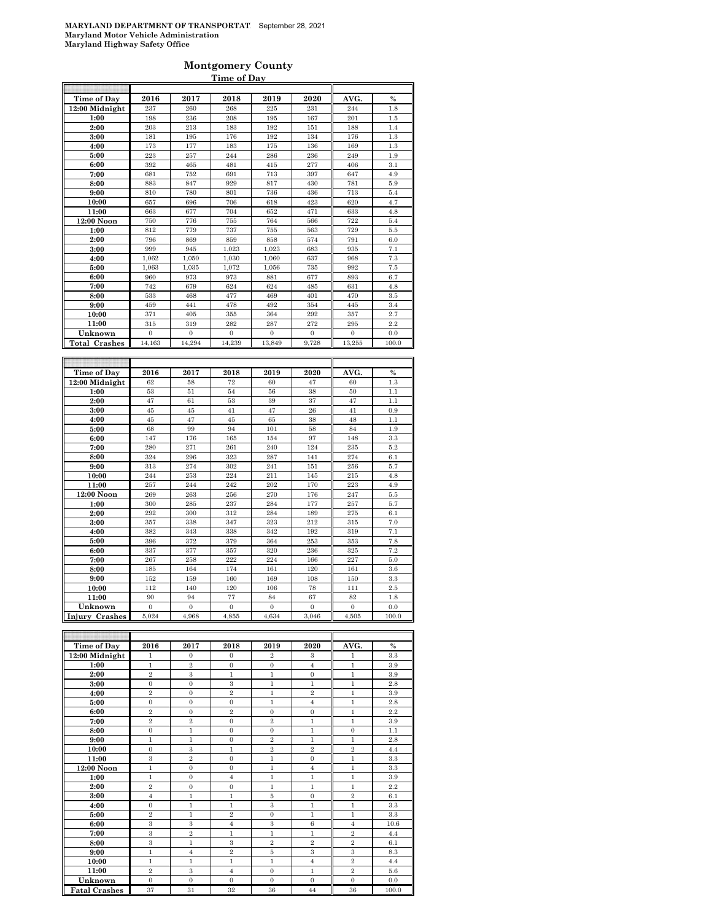**MARYLAND DEPARTMENT OF TRANSPORTAT** September 28, 2021
**Maryland Motor Vehicle Administration**
**Maryland Highway Safety Office**

## Montgomery County

### Time of Day

| Time of Day | 2016 | 2017 | 2018 | 2019 | 2020 | AVG. | % |
|---|---|---|---|---|---|---|---|
| 12:00 Midnight | 237 | 260 | 268 | 225 | 231 | 244 | 1.8 |
| 1:00 | 198 | 236 | 208 | 195 | 167 | 201 | 1.5 |
| 2:00 | 203 | 213 | 183 | 192 | 151 | 188 | 1.4 |
| 3:00 | 181 | 195 | 176 | 192 | 134 | 176 | 1.3 |
| 4:00 | 173 | 177 | 183 | 175 | 136 | 169 | 1.3 |
| 5:00 | 223 | 257 | 244 | 286 | 236 | 249 | 1.9 |
| 6:00 | 392 | 465 | 481 | 415 | 277 | 406 | 3.1 |
| 7:00 | 681 | 752 | 691 | 713 | 397 | 647 | 4.9 |
| 8:00 | 883 | 847 | 929 | 817 | 430 | 781 | 5.9 |
| 9:00 | 810 | 780 | 801 | 736 | 436 | 713 | 5.4 |
| 10:00 | 657 | 696 | 706 | 618 | 423 | 620 | 4.7 |
| 11:00 | 663 | 677 | 704 | 652 | 471 | 633 | 4.8 |
| 12:00 Noon | 750 | 776 | 755 | 764 | 566 | 722 | 5.4 |
| 1:00 | 812 | 779 | 737 | 755 | 563 | 729 | 5.5 |
| 2:00 | 796 | 869 | 859 | 858 | 574 | 791 | 6.0 |
| 3:00 | 999 | 945 | 1,023 | 1,023 | 683 | 935 | 7.1 |
| 4:00 | 1,062 | 1,050 | 1,030 | 1,060 | 637 | 968 | 7.3 |
| 5:00 | 1,063 | 1,035 | 1,072 | 1,056 | 735 | 992 | 7.5 |
| 6:00 | 960 | 973 | 973 | 881 | 677 | 893 | 6.7 |
| 7:00 | 742 | 679 | 624 | 624 | 485 | 631 | 4.8 |
| 8:00 | 533 | 468 | 477 | 469 | 401 | 470 | 3.5 |
| 9:00 | 459 | 441 | 478 | 492 | 354 | 445 | 3.4 |
| 10:00 | 371 | 405 | 355 | 364 | 292 | 357 | 2.7 |
| 11:00 | 315 | 319 | 282 | 287 | 272 | 295 | 2.2 |
| Unknown | 0 | 0 | 0 | 0 | 0 | 0 | 0.0 |
| **Total Crashes** | 14,163 | 14,294 | 14,239 | 13,849 | 9,728 | 13,255 | 100.0 |

| Time of Day | 2016 | 2017 | 2018 | 2019 | 2020 | AVG. | % |
|---|---|---|---|---|---|---|---|
| 12:00 Midnight | 62 | 58 | 72 | 60 | 47 | 60 | 1.3 |
| 1:00 | 53 | 51 | 54 | 56 | 38 | 50 | 1.1 |
| 2:00 | 47 | 61 | 53 | 39 | 37 | 47 | 1.1 |
| 3:00 | 45 | 45 | 41 | 47 | 26 | 41 | 0.9 |
| 4:00 | 45 | 47 | 45 | 65 | 38 | 48 | 1.1 |
| 5:00 | 68 | 99 | 94 | 101 | 58 | 84 | 1.9 |
| 6:00 | 147 | 176 | 165 | 154 | 97 | 148 | 3.3 |
| 7:00 | 280 | 271 | 261 | 240 | 124 | 235 | 5.2 |
| 8:00 | 324 | 296 | 323 | 287 | 141 | 274 | 6.1 |
| 9:00 | 313 | 274 | 302 | 241 | 151 | 256 | 5.7 |
| 10:00 | 244 | 253 | 224 | 211 | 145 | 215 | 4.8 |
| 11:00 | 257 | 244 | 242 | 202 | 170 | 223 | 4.9 |
| 12:00 Noon | 269 | 263 | 256 | 270 | 176 | 247 | 5.5 |
| 1:00 | 300 | 285 | 237 | 284 | 177 | 257 | 5.7 |
| 2:00 | 292 | 300 | 312 | 284 | 189 | 275 | 6.1 |
| 3:00 | 357 | 338 | 347 | 323 | 212 | 315 | 7.0 |
| 4:00 | 382 | 343 | 338 | 342 | 192 | 319 | 7.1 |
| 5:00 | 396 | 372 | 379 | 364 | 253 | 353 | 7.8 |
| 6:00 | 337 | 377 | 357 | 320 | 236 | 325 | 7.2 |
| 7:00 | 267 | 258 | 222 | 224 | 166 | 227 | 5.0 |
| 8:00 | 185 | 164 | 174 | 161 | 120 | 161 | 3.6 |
| 9:00 | 152 | 159 | 160 | 169 | 108 | 150 | 3.3 |
| 10:00 | 112 | 140 | 120 | 106 | 78 | 111 | 2.5 |
| 11:00 | 90 | 94 | 77 | 84 | 67 | 82 | 1.8 |
| Unknown | 0 | 0 | 0 | 0 | 0 | 0 | 0.0 |
| **Injury Crashes** | 5,024 | 4,968 | 4,855 | 4,634 | 3,046 | 4,505 | 100.0 |

| Time of Day | 2016 | 2017 | 2018 | 2019 | 2020 | AVG. | % |
|---|---|---|---|---|---|---|---|
| 12:00 Midnight | 1 | 0 | 0 | 2 | 3 | 1 | 3.3 |
| 1:00 | 1 | 2 | 0 | 0 | 4 | 1 | 3.9 |
| 2:00 | 2 | 3 | 1 | 1 | 0 | 1 | 3.9 |
| 3:00 | 0 | 0 | 3 | 1 | 1 | 1 | 2.8 |
| 4:00 | 2 | 0 | 2 | 1 | 2 | 1 | 3.9 |
| 5:00 | 0 | 0 | 0 | 1 | 4 | 1 | 2.8 |
| 6:00 | 2 | 0 | 2 | 0 | 0 | 1 | 2.2 |
| 7:00 | 2 | 2 | 0 | 2 | 1 | 1 | 3.9 |
| 8:00 | 0 | 1 | 0 | 0 | 1 | 0 | 1.1 |
| 9:00 | 1 | 1 | 0 | 2 | 1 | 1 | 2.8 |
| 10:00 | 0 | 3 | 1 | 2 | 2 | 2 | 4.4 |
| 11:00 | 3 | 2 | 0 | 1 | 0 | 1 | 3.3 |
| 12:00 Noon | 1 | 0 | 0 | 1 | 4 | 1 | 3.3 |
| 1:00 | 1 | 0 | 4 | 1 | 1 | 1 | 3.9 |
| 2:00 | 2 | 0 | 0 | 1 | 1 | 1 | 2.2 |
| 3:00 | 4 | 1 | 1 | 5 | 0 | 2 | 6.1 |
| 4:00 | 0 | 1 | 1 | 3 | 1 | 1 | 3.3 |
| 5:00 | 2 | 1 | 2 | 0 | 1 | 1 | 3.3 |
| 6:00 | 3 | 3 | 4 | 3 | 6 | 4 | 10.6 |
| 7:00 | 3 | 2 | 1 | 1 | 1 | 2 | 4.4 |
| 8:00 | 3 | 1 | 3 | 2 | 2 | 2 | 6.1 |
| 9:00 | 1 | 4 | 2 | 5 | 3 | 3 | 8.3 |
| 10:00 | 1 | 1 | 1 | 1 | 4 | 2 | 4.4 |
| 11:00 | 2 | 3 | 4 | 0 | 1 | 2 | 5.6 |
| Unknown | 0 | 0 | 0 | 0 | 0 | 0 | 0.0 |
| **Fatal Crashes** | 37 | 31 | 32 | 36 | 44 | 36 | 100.0 |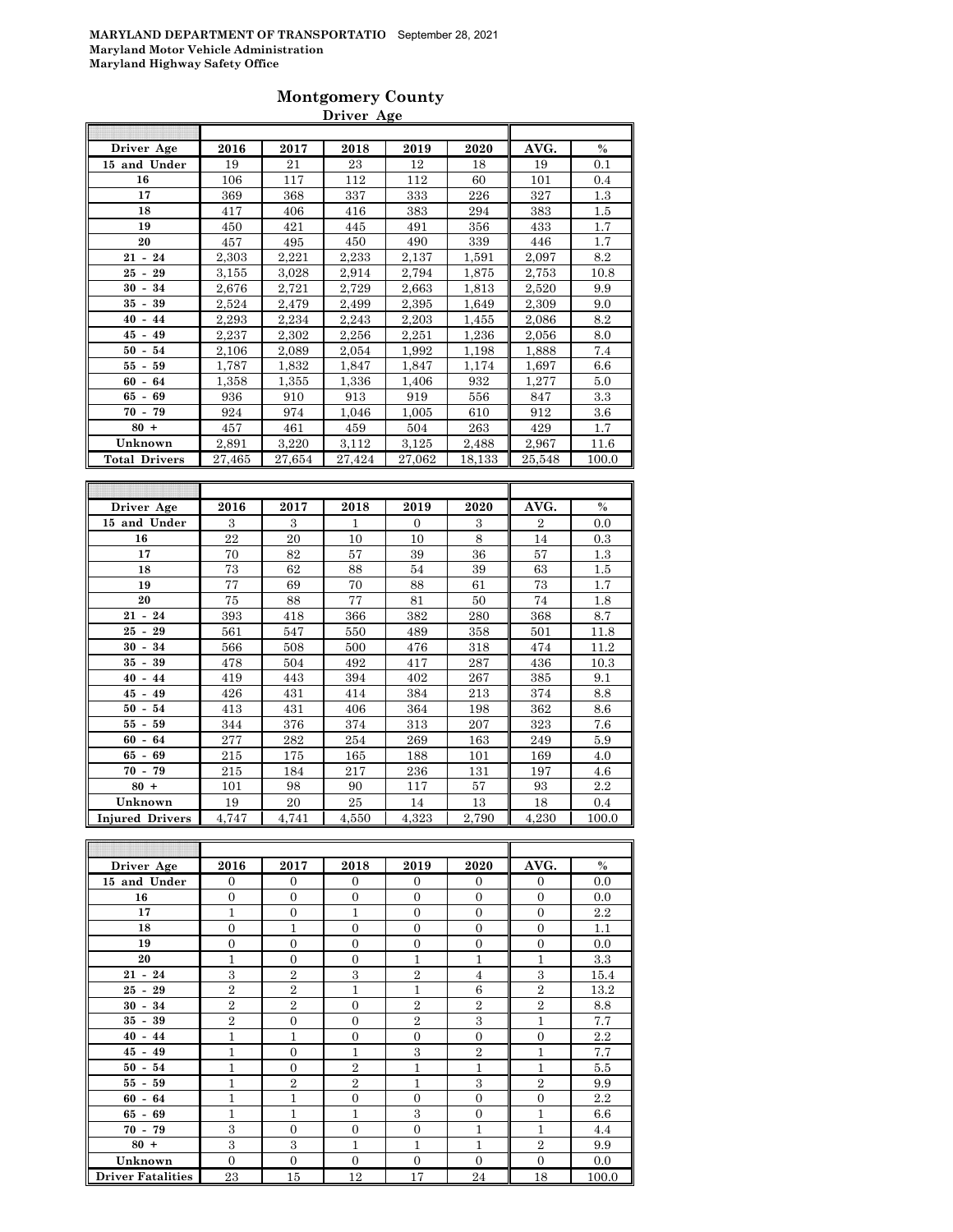**MARYLAND DEPARTMENT OF TRANSPORTATIO** September 28, 2021
**Maryland Motor Vehicle Administration**
**Maryland Highway Safety Office**

## Montgomery County

### Driver Age

| Driver Age | 2016 | 2017 | 2018 | 2019 | 2020 | AVG. | % |
|---|---|---|---|---|---|---|---|
| 15 and Under | 19 | 21 | 23 | 12 | 18 | 19 | 0.1 |
| 16 | 106 | 117 | 112 | 112 | 60 | 101 | 0.4 |
| 17 | 369 | 368 | 337 | 333 | 226 | 327 | 1.3 |
| 18 | 417 | 406 | 416 | 383 | 294 | 383 | 1.5 |
| 19 | 450 | 421 | 445 | 491 | 356 | 433 | 1.7 |
| 20 | 457 | 495 | 450 | 490 | 339 | 446 | 1.7 |
| 21 - 24 | 2,303 | 2,221 | 2,233 | 2,137 | 1,591 | 2,097 | 8.2 |
| 25 - 29 | 3,155 | 3,028 | 2,914 | 2,794 | 1,875 | 2,753 | 10.8 |
| 30 - 34 | 2,676 | 2,721 | 2,729 | 2,663 | 1,813 | 2,520 | 9.9 |
| 35 - 39 | 2,524 | 2,479 | 2,499 | 2,395 | 1,649 | 2,309 | 9.0 |
| 40 - 44 | 2,293 | 2,234 | 2,243 | 2,203 | 1,455 | 2,086 | 8.2 |
| 45 - 49 | 2,237 | 2,302 | 2,256 | 2,251 | 1,236 | 2,056 | 8.0 |
| 50 - 54 | 2,106 | 2,089 | 2,054 | 1,992 | 1,198 | 1,888 | 7.4 |
| 55 - 59 | 1,787 | 1,832 | 1,847 | 1,847 | 1,174 | 1,697 | 6.6 |
| 60 - 64 | 1,358 | 1,355 | 1,336 | 1,406 | 932 | 1,277 | 5.0 |
| 65 - 69 | 936 | 910 | 913 | 919 | 556 | 847 | 3.3 |
| 70 - 79 | 924 | 974 | 1,046 | 1,005 | 610 | 912 | 3.6 |
| 80 + | 457 | 461 | 459 | 504 | 263 | 429 | 1.7 |
| Unknown | 2,891 | 3,220 | 3,112 | 3,125 | 2,488 | 2,967 | 11.6 |
| Total Drivers | 27,465 | 27,654 | 27,424 | 27,062 | 18,133 | 25,548 | 100.0 |

| Driver Age | 2016 | 2017 | 2018 | 2019 | 2020 | AVG. | % |
|---|---|---|---|---|---|---|---|
| 15 and Under | 3 | 3 | 1 | 0 | 3 | 2 | 0.0 |
| 16 | 22 | 20 | 10 | 10 | 8 | 14 | 0.3 |
| 17 | 70 | 82 | 57 | 39 | 36 | 57 | 1.3 |
| 18 | 73 | 62 | 88 | 54 | 39 | 63 | 1.5 |
| 19 | 77 | 69 | 70 | 88 | 61 | 73 | 1.7 |
| 20 | 75 | 88 | 77 | 81 | 50 | 74 | 1.8 |
| 21 - 24 | 393 | 418 | 366 | 382 | 280 | 368 | 8.7 |
| 25 - 29 | 561 | 547 | 550 | 489 | 358 | 501 | 11.8 |
| 30 - 34 | 566 | 508 | 500 | 476 | 318 | 474 | 11.2 |
| 35 - 39 | 478 | 504 | 492 | 417 | 287 | 436 | 10.3 |
| 40 - 44 | 419 | 443 | 394 | 402 | 267 | 385 | 9.1 |
| 45 - 49 | 426 | 431 | 414 | 384 | 213 | 374 | 8.8 |
| 50 - 54 | 413 | 431 | 406 | 364 | 198 | 362 | 8.6 |
| 55 - 59 | 344 | 376 | 374 | 313 | 207 | 323 | 7.6 |
| 60 - 64 | 277 | 282 | 254 | 269 | 163 | 249 | 5.9 |
| 65 - 69 | 215 | 175 | 165 | 188 | 101 | 169 | 4.0 |
| 70 - 79 | 215 | 184 | 217 | 236 | 131 | 197 | 4.6 |
| 80 + | 101 | 98 | 90 | 117 | 57 | 93 | 2.2 |
| Unknown | 19 | 20 | 25 | 14 | 13 | 18 | 0.4 |
| Injured Drivers | 4,747 | 4,741 | 4,550 | 4,323 | 2,790 | 4,230 | 100.0 |

| Driver Age | 2016 | 2017 | 2018 | 2019 | 2020 | AVG. | % |
|---|---|---|---|---|---|---|---|
| 15 and Under | 0 | 0 | 0 | 0 | 0 | 0 | 0.0 |
| 16 | 0 | 0 | 0 | 0 | 0 | 0 | 0.0 |
| 17 | 1 | 0 | 1 | 0 | 0 | 0 | 2.2 |
| 18 | 0 | 1 | 0 | 0 | 0 | 0 | 1.1 |
| 19 | 0 | 0 | 0 | 0 | 0 | 0 | 0.0 |
| 20 | 1 | 0 | 0 | 1 | 1 | 1 | 3.3 |
| 21 - 24 | 3 | 2 | 3 | 2 | 4 | 3 | 15.4 |
| 25 - 29 | 2 | 2 | 1 | 1 | 6 | 2 | 13.2 |
| 30 - 34 | 2 | 2 | 0 | 2 | 2 | 2 | 8.8 |
| 35 - 39 | 2 | 0 | 0 | 2 | 3 | 1 | 7.7 |
| 40 - 44 | 1 | 1 | 0 | 0 | 0 | 0 | 2.2 |
| 45 - 49 | 1 | 0 | 1 | 3 | 2 | 1 | 7.7 |
| 50 - 54 | 1 | 0 | 2 | 1 | 1 | 1 | 5.5 |
| 55 - 59 | 1 | 2 | 2 | 1 | 3 | 2 | 9.9 |
| 60 - 64 | 1 | 1 | 0 | 0 | 0 | 0 | 2.2 |
| 65 - 69 | 1 | 1 | 1 | 3 | 0 | 1 | 6.6 |
| 70 - 79 | 3 | 0 | 0 | 0 | 1 | 1 | 4.4 |
| 80 + | 3 | 3 | 1 | 1 | 1 | 2 | 9.9 |
| Unknown | 0 | 0 | 0 | 0 | 0 | 0 | 0.0 |
| Driver Fatalities | 23 | 15 | 12 | 17 | 24 | 18 | 100.0 |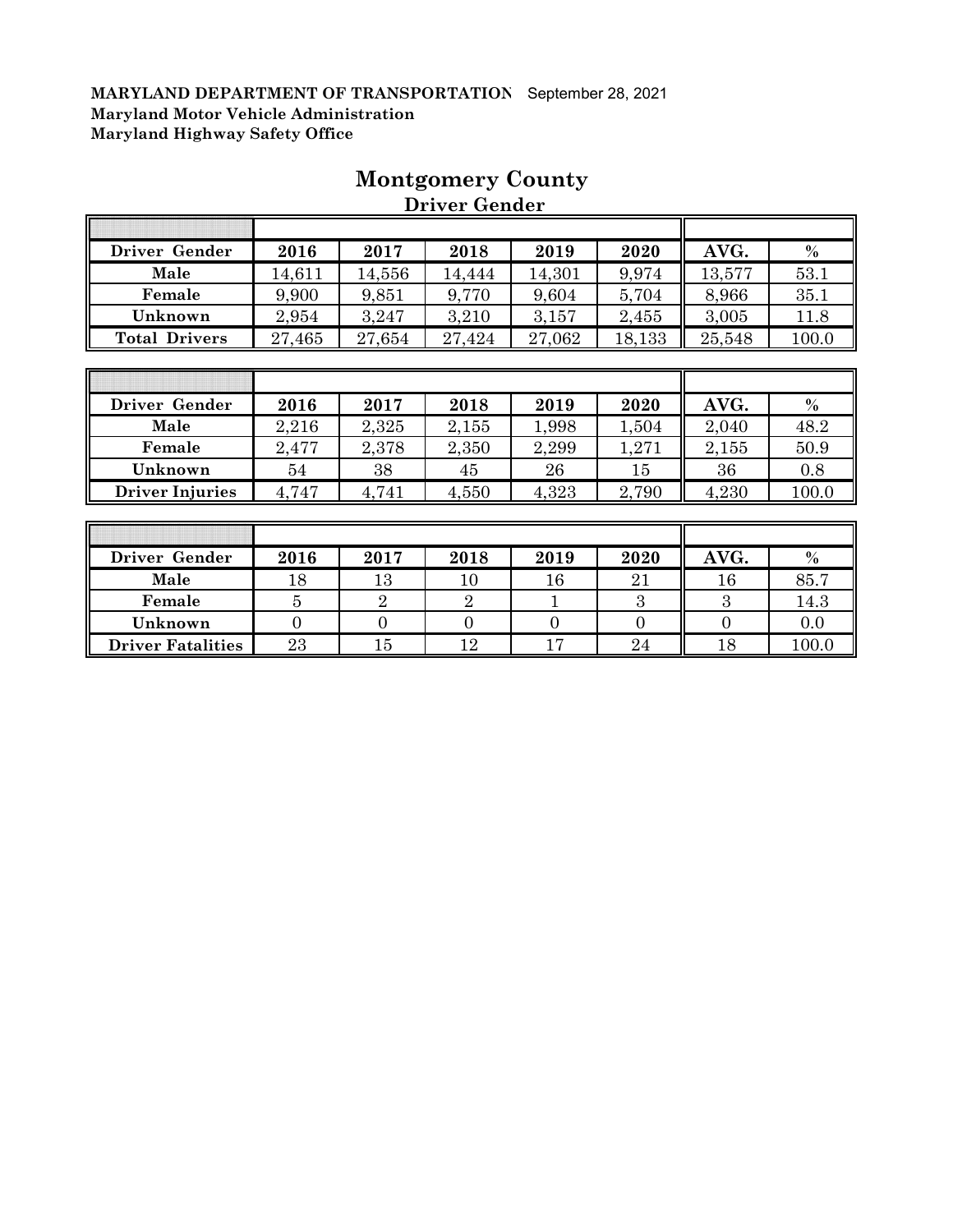**MARYLAND DEPARTMENT OF TRANSPORTATION** September 28, 2021
**Maryland Motor Vehicle Administration**
**Maryland Highway Safety Office**

# Montgomery County

## Driver Gender

| Driver Gender | 2016 | 2017 | 2018 | 2019 | 2020 | AVG. | % |
|---|---|---|---|---|---|---|---|
| Male | 14,611 | 14,556 | 14,444 | 14,301 | 9,974 | 13,577 | 53.1 |
| Female | 9,900 | 9,851 | 9,770 | 9,604 | 5,704 | 8,966 | 35.1 |
| Unknown | 2,954 | 3,247 | 3,210 | 3,157 | 2,455 | 3,005 | 11.8 |
| Total Drivers | 27,465 | 27,654 | 27,424 | 27,062 | 18,133 | 25,548 | 100.0 |

| Driver Gender | 2016 | 2017 | 2018 | 2019 | 2020 | AVG. | % |
|---|---|---|---|---|---|---|---|
| Male | 2,216 | 2,325 | 2,155 | 1,998 | 1,504 | 2,040 | 48.2 |
| Female | 2,477 | 2,378 | 2,350 | 2,299 | 1,271 | 2,155 | 50.9 |
| Unknown | 54 | 38 | 45 | 26 | 15 | 36 | 0.8 |
| Driver Injuries | 4,747 | 4,741 | 4,550 | 4,323 | 2,790 | 4,230 | 100.0 |

| Driver Gender | 2016 | 2017 | 2018 | 2019 | 2020 | AVG. | % |
|---|---|---|---|---|---|---|---|
| Male | 18 | 13 | 10 | 16 | 21 | 16 | 85.7 |
| Female | 5 | 2 | 2 | 1 | 3 | 3 | 14.3 |
| Unknown | 0 | 0 | 0 | 0 | 0 | 0 | 0.0 |
| Driver Fatalities | 23 | 15 | 12 | 17 | 24 | 18 | 100.0 |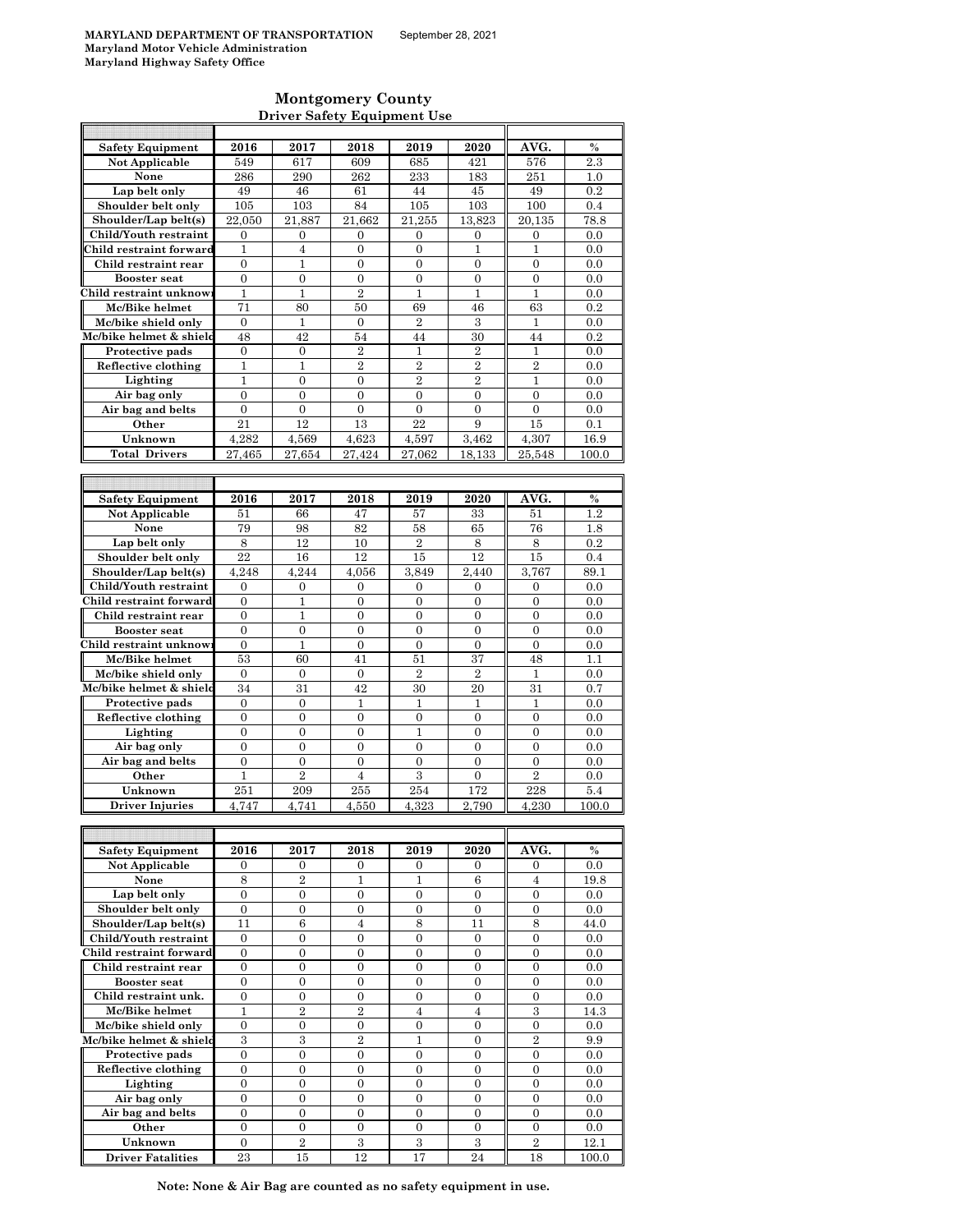**MARYLAND DEPARTMENT OF TRANSPORTATION** September 28, 2021
**Maryland Motor Vehicle Administration**
**Maryland Highway Safety Office**

## Montgomery County
### Driver Safety Equipment Use

| Safety Equipment | 2016 | 2017 | 2018 | 2019 | 2020 | AVG. | % |
|---|---|---|---|---|---|---|---|
| Not Applicable | 549 | 617 | 609 | 685 | 421 | 576 | 2.3 |
| None | 286 | 290 | 262 | 233 | 183 | 251 | 1.0 |
| Lap belt only | 49 | 46 | 61 | 44 | 45 | 49 | 0.2 |
| Shoulder belt only | 105 | 103 | 84 | 105 | 103 | 100 | 0.4 |
| Shoulder/Lap belt(s) | 22,050 | 21,887 | 21,662 | 21,255 | 13,823 | 20,135 | 78.8 |
| Child/Youth restraint | 0 | 0 | 0 | 0 | 0 | 0 | 0.0 |
| Child restraint forward | 1 | 4 | 0 | 0 | 1 | 1 | 0.0 |
| Child restraint rear | 0 | 1 | 0 | 0 | 0 | 0 | 0.0 |
| Booster seat | 0 | 0 | 0 | 0 | 0 | 0 | 0.0 |
| Child restraint unknown | 1 | 1 | 2 | 1 | 1 | 1 | 0.0 |
| Mc/Bike helmet | 71 | 80 | 50 | 69 | 46 | 63 | 0.2 |
| Mc/bike shield only | 0 | 1 | 0 | 2 | 3 | 1 | 0.0 |
| Mc/bike helmet & shield | 48 | 42 | 54 | 44 | 30 | 44 | 0.2 |
| Protective pads | 0 | 0 | 2 | 1 | 2 | 1 | 0.0 |
| Reflective clothing | 1 | 1 | 2 | 2 | 2 | 2 | 0.0 |
| Lighting | 1 | 0 | 0 | 2 | 2 | 1 | 0.0 |
| Air bag only | 0 | 0 | 0 | 0 | 0 | 0 | 0.0 |
| Air bag and belts | 0 | 0 | 0 | 0 | 0 | 0 | 0.0 |
| Other | 21 | 12 | 13 | 22 | 9 | 15 | 0.1 |
| Unknown | 4,282 | 4,569 | 4,623 | 4,597 | 3,462 | 4,307 | 16.9 |
| Total Drivers | 27,465 | 27,654 | 27,424 | 27,062 | 18,133 | 25,548 | 100.0 |

| Safety Equipment | 2016 | 2017 | 2018 | 2019 | 2020 | AVG. | % |
|---|---|---|---|---|---|---|---|
| Not Applicable | 51 | 66 | 47 | 57 | 33 | 51 | 1.2 |
| None | 79 | 98 | 82 | 58 | 65 | 76 | 1.8 |
| Lap belt only | 8 | 12 | 10 | 2 | 8 | 8 | 0.2 |
| Shoulder belt only | 22 | 16 | 12 | 15 | 12 | 15 | 0.4 |
| Shoulder/Lap belt(s) | 4,248 | 4,244 | 4,056 | 3,849 | 2,440 | 3,767 | 89.1 |
| Child/Youth restraint | 0 | 0 | 0 | 0 | 0 | 0 | 0.0 |
| Child restraint forward | 0 | 1 | 0 | 0 | 0 | 0 | 0.0 |
| Child restraint rear | 0 | 1 | 0 | 0 | 0 | 0 | 0.0 |
| Booster seat | 0 | 0 | 0 | 0 | 0 | 0 | 0.0 |
| Child restraint unknown | 0 | 1 | 0 | 0 | 0 | 0 | 0.0 |
| Mc/Bike helmet | 53 | 60 | 41 | 51 | 37 | 48 | 1.1 |
| Mc/bike shield only | 0 | 0 | 0 | 2 | 2 | 1 | 0.0 |
| Mc/bike helmet & shield | 34 | 31 | 42 | 30 | 20 | 31 | 0.7 |
| Protective pads | 0 | 0 | 1 | 1 | 1 | 1 | 0.0 |
| Reflective clothing | 0 | 0 | 0 | 0 | 0 | 0 | 0.0 |
| Lighting | 0 | 0 | 0 | 1 | 0 | 0 | 0.0 |
| Air bag only | 0 | 0 | 0 | 0 | 0 | 0 | 0.0 |
| Air bag and belts | 0 | 0 | 0 | 0 | 0 | 0 | 0.0 |
| Other | 1 | 2 | 4 | 3 | 0 | 2 | 0.0 |
| Unknown | 251 | 209 | 255 | 254 | 172 | 228 | 5.4 |
| Driver Injuries | 4,747 | 4,741 | 4,550 | 4,323 | 2,790 | 4,230 | 100.0 |

| Safety Equipment | 2016 | 2017 | 2018 | 2019 | 2020 | AVG. | % |
|---|---|---|---|---|---|---|---|
| Not Applicable | 0 | 0 | 0 | 0 | 0 | 0 | 0.0 |
| None | 8 | 2 | 1 | 1 | 6 | 4 | 19.8 |
| Lap belt only | 0 | 0 | 0 | 0 | 0 | 0 | 0.0 |
| Shoulder belt only | 0 | 0 | 0 | 0 | 0 | 0 | 0.0 |
| Shoulder/Lap belt(s) | 11 | 6 | 4 | 8 | 11 | 8 | 44.0 |
| Child/Youth restraint | 0 | 0 | 0 | 0 | 0 | 0 | 0.0 |
| Child restraint forward | 0 | 0 | 0 | 0 | 0 | 0 | 0.0 |
| Child restraint rear | 0 | 0 | 0 | 0 | 0 | 0 | 0.0 |
| Booster seat | 0 | 0 | 0 | 0 | 0 | 0 | 0.0 |
| Child restraint unk. | 0 | 0 | 0 | 0 | 0 | 0 | 0.0 |
| Mc/Bike helmet | 1 | 2 | 2 | 4 | 4 | 3 | 14.3 |
| Mc/bike shield only | 0 | 0 | 0 | 0 | 0 | 0 | 0.0 |
| Mc/bike helmet & shield | 3 | 3 | 2 | 1 | 0 | 2 | 9.9 |
| Protective pads | 0 | 0 | 0 | 0 | 0 | 0 | 0.0 |
| Reflective clothing | 0 | 0 | 0 | 0 | 0 | 0 | 0.0 |
| Lighting | 0 | 0 | 0 | 0 | 0 | 0 | 0.0 |
| Air bag only | 0 | 0 | 0 | 0 | 0 | 0 | 0.0 |
| Air bag and belts | 0 | 0 | 0 | 0 | 0 | 0 | 0.0 |
| Other | 0 | 0 | 0 | 0 | 0 | 0 | 0.0 |
| Unknown | 0 | 2 | 3 | 3 | 3 | 2 | 12.1 |
| Driver Fatalities | 23 | 15 | 12 | 17 | 24 | 18 | 100.0 |

**Note: None & Air Bag are counted as no safety equipment in use.**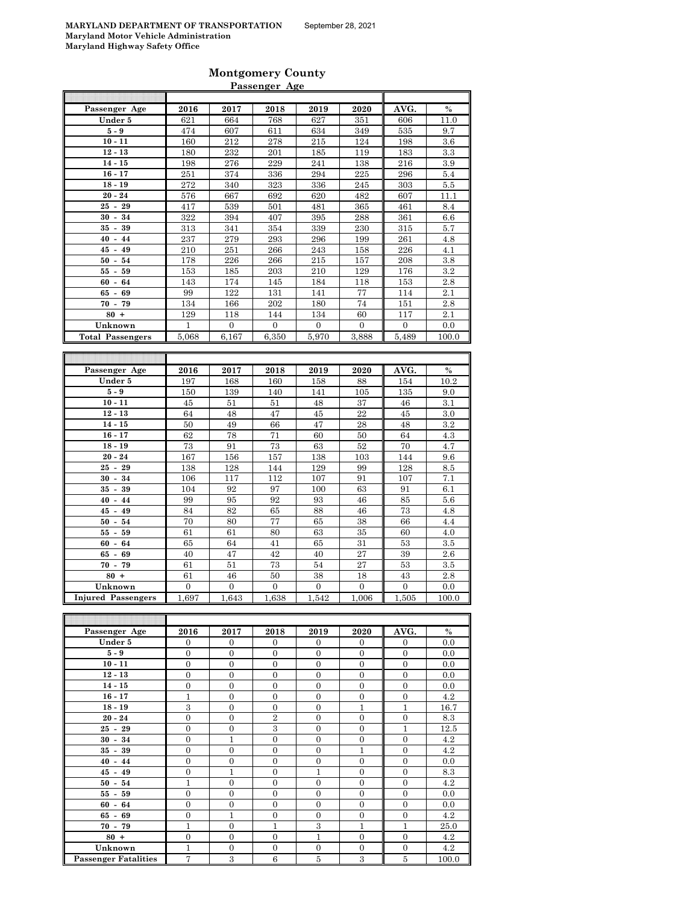MARYLAND DEPARTMENT OF TRANSPORTATION September 28, 2021
Maryland Motor Vehicle Administration
Maryland Highway Safety Office

# Montgomery County

## Passenger Age

| Passenger Age | 2016 | 2017 | 2018 | 2019 | 2020 | AVG. | % |
|---|---|---|---|---|---|---|---|
| Under 5 | 621 | 664 | 768 | 627 | 351 | 606 | 11.0 |
| 5 - 9 | 474 | 607 | 611 | 634 | 349 | 535 | 9.7 |
| 10 - 11 | 160 | 212 | 278 | 215 | 124 | 198 | 3.6 |
| 12 - 13 | 180 | 232 | 201 | 185 | 119 | 183 | 3.3 |
| 14 - 15 | 198 | 276 | 229 | 241 | 138 | 216 | 3.9 |
| 16 - 17 | 251 | 374 | 336 | 294 | 225 | 296 | 5.4 |
| 18 - 19 | 272 | 340 | 323 | 336 | 245 | 303 | 5.5 |
| 20 - 24 | 576 | 667 | 692 | 620 | 482 | 607 | 11.1 |
| 25 - 29 | 417 | 539 | 501 | 481 | 365 | 461 | 8.4 |
| 30 - 34 | 322 | 394 | 407 | 395 | 288 | 361 | 6.6 |
| 35 - 39 | 313 | 341 | 354 | 339 | 230 | 315 | 5.7 |
| 40 - 44 | 237 | 279 | 293 | 296 | 199 | 261 | 4.8 |
| 45 - 49 | 210 | 251 | 266 | 243 | 158 | 226 | 4.1 |
| 50 - 54 | 178 | 226 | 266 | 215 | 157 | 208 | 3.8 |
| 55 - 59 | 153 | 185 | 203 | 210 | 129 | 176 | 3.2 |
| 60 - 64 | 143 | 174 | 145 | 184 | 118 | 153 | 2.8 |
| 65 - 69 | 99 | 122 | 131 | 141 | 77 | 114 | 2.1 |
| 70 - 79 | 134 | 166 | 202 | 180 | 74 | 151 | 2.8 |
| 80 + | 129 | 118 | 144 | 134 | 60 | 117 | 2.1 |
| Unknown | 1 | 0 | 0 | 0 | 0 | 0 | 0.0 |
| Total Passengers | 5,068 | 6,167 | 6,350 | 5,970 | 3,888 | 5,489 | 100.0 |

| Passenger Age | 2016 | 2017 | 2018 | 2019 | 2020 | AVG. | % |
|---|---|---|---|---|---|---|---|
| Under 5 | 197 | 168 | 160 | 158 | 88 | 154 | 10.2 |
| 5 - 9 | 150 | 139 | 140 | 141 | 105 | 135 | 9.0 |
| 10 - 11 | 45 | 51 | 51 | 48 | 37 | 46 | 3.1 |
| 12 - 13 | 64 | 48 | 47 | 45 | 22 | 45 | 3.0 |
| 14 - 15 | 50 | 49 | 66 | 47 | 28 | 48 | 3.2 |
| 16 - 17 | 62 | 78 | 71 | 60 | 50 | 64 | 4.3 |
| 18 - 19 | 73 | 91 | 73 | 63 | 52 | 70 | 4.7 |
| 20 - 24 | 167 | 156 | 157 | 138 | 103 | 144 | 9.6 |
| 25 - 29 | 138 | 128 | 144 | 129 | 99 | 128 | 8.5 |
| 30 - 34 | 106 | 117 | 112 | 107 | 91 | 107 | 7.1 |
| 35 - 39 | 104 | 92 | 97 | 100 | 63 | 91 | 6.1 |
| 40 - 44 | 99 | 95 | 92 | 93 | 46 | 85 | 5.6 |
| 45 - 49 | 84 | 82 | 65 | 88 | 46 | 73 | 4.8 |
| 50 - 54 | 70 | 80 | 77 | 65 | 38 | 66 | 4.4 |
| 55 - 59 | 61 | 61 | 80 | 63 | 35 | 60 | 4.0 |
| 60 - 64 | 65 | 64 | 41 | 65 | 31 | 53 | 3.5 |
| 65 - 69 | 40 | 47 | 42 | 40 | 27 | 39 | 2.6 |
| 70 - 79 | 61 | 51 | 73 | 54 | 27 | 53 | 3.5 |
| 80 + | 61 | 46 | 50 | 38 | 18 | 43 | 2.8 |
| Unknown | 0 | 0 | 0 | 0 | 0 | 0 | 0.0 |
| Injured Passengers | 1,697 | 1,643 | 1,638 | 1,542 | 1,006 | 1,505 | 100.0 |

| Passenger Age | 2016 | 2017 | 2018 | 2019 | 2020 | AVG. | % |
|---|---|---|---|---|---|---|---|
| Under 5 | 0 | 0 | 0 | 0 | 0 | 0 | 0.0 |
| 5 - 9 | 0 | 0 | 0 | 0 | 0 | 0 | 0.0 |
| 10 - 11 | 0 | 0 | 0 | 0 | 0 | 0 | 0.0 |
| 12 - 13 | 0 | 0 | 0 | 0 | 0 | 0 | 0.0 |
| 14 - 15 | 0 | 0 | 0 | 0 | 0 | 0 | 0.0 |
| 16 - 17 | 1 | 0 | 0 | 0 | 0 | 0 | 4.2 |
| 18 - 19 | 3 | 0 | 0 | 0 | 1 | 1 | 16.7 |
| 20 - 24 | 0 | 0 | 2 | 0 | 0 | 0 | 8.3 |
| 25 - 29 | 0 | 0 | 3 | 0 | 0 | 1 | 12.5 |
| 30 - 34 | 0 | 1 | 0 | 0 | 0 | 0 | 4.2 |
| 35 - 39 | 0 | 0 | 0 | 0 | 1 | 0 | 4.2 |
| 40 - 44 | 0 | 0 | 0 | 0 | 0 | 0 | 0.0 |
| 45 - 49 | 0 | 1 | 0 | 1 | 0 | 0 | 8.3 |
| 50 - 54 | 1 | 0 | 0 | 0 | 0 | 0 | 4.2 |
| 55 - 59 | 0 | 0 | 0 | 0 | 0 | 0 | 0.0 |
| 60 - 64 | 0 | 0 | 0 | 0 | 0 | 0 | 0.0 |
| 65 - 69 | 0 | 1 | 0 | 0 | 0 | 0 | 4.2 |
| 70 - 79 | 1 | 0 | 1 | 3 | 1 | 1 | 25.0 |
| 80 + | 0 | 0 | 0 | 1 | 0 | 0 | 4.2 |
| Unknown | 1 | 0 | 0 | 0 | 0 | 0 | 4.2 |
| Passenger Fatalities | 7 | 3 | 6 | 5 | 3 | 5 | 100.0 |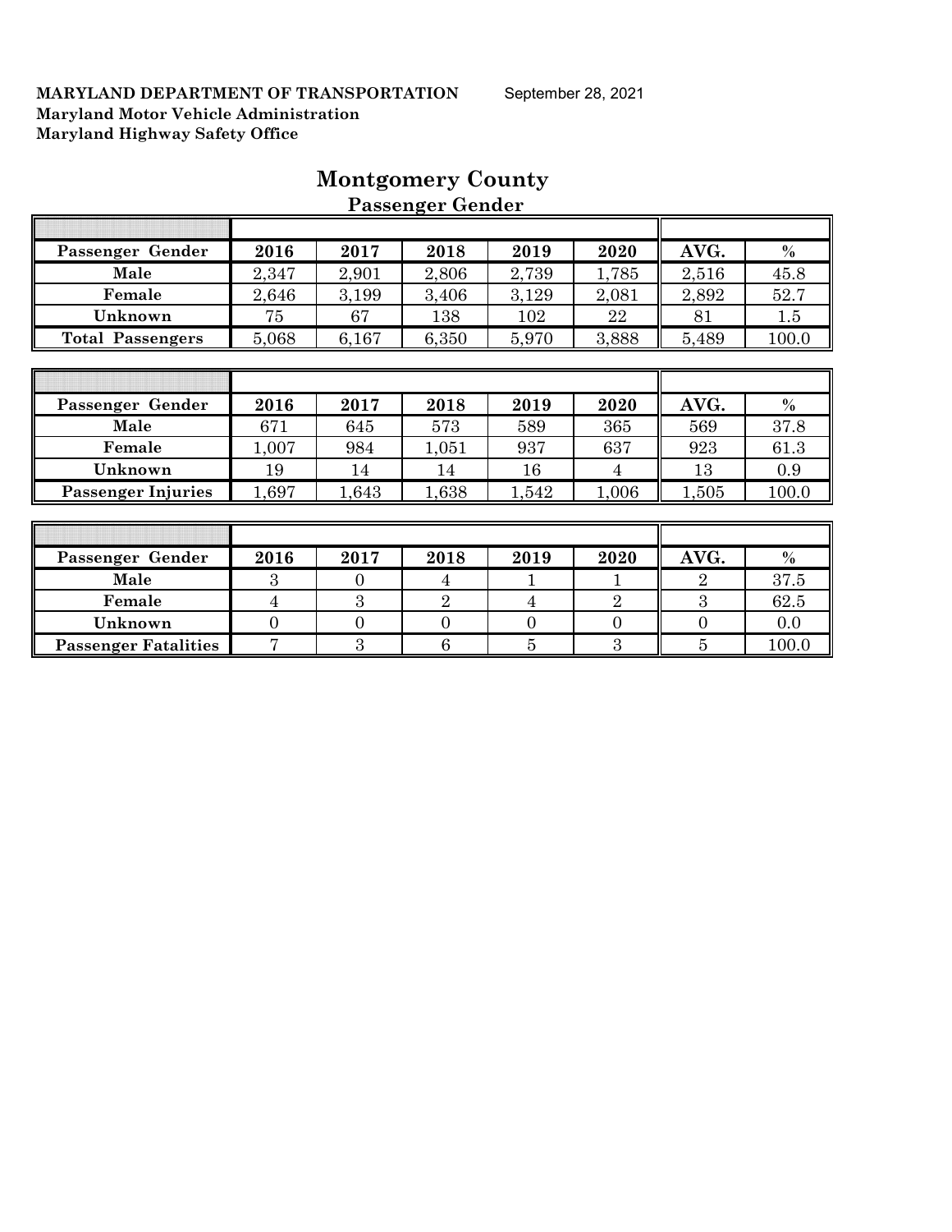**MARYLAND DEPARTMENT OF TRANSPORTATION** September 28, 2021
**Maryland Motor Vehicle Administration**
**Maryland Highway Safety Office**

# Montgomery County

## Passenger Gender

| Passenger Gender | 2016 | 2017 | 2018 | 2019 | 2020 | AVG. | % |
|---|---|---|---|---|---|---|---|
| Male | 2,347 | 2,901 | 2,806 | 2,739 | 1,785 | 2,516 | 45.8 |
| Female | 2,646 | 3,199 | 3,406 | 3,129 | 2,081 | 2,892 | 52.7 |
| Unknown | 75 | 67 | 138 | 102 | 22 | 81 | 1.5 |
| Total Passengers | 5,068 | 6,167 | 6,350 | 5,970 | 3,888 | 5,489 | 100.0 |

| Passenger Gender | 2016 | 2017 | 2018 | 2019 | 2020 | AVG. | % |
|---|---|---|---|---|---|---|---|
| Male | 671 | 645 | 573 | 589 | 365 | 569 | 37.8 |
| Female | 1,007 | 984 | 1,051 | 937 | 637 | 923 | 61.3 |
| Unknown | 19 | 14 | 14 | 16 | 4 | 13 | 0.9 |
| Passenger Injuries | 1,697 | 1,643 | 1,638 | 1,542 | 1,006 | 1,505 | 100.0 |

| Passenger Gender | 2016 | 2017 | 2018 | 2019 | 2020 | AVG. | % |
|---|---|---|---|---|---|---|---|
| Male | 3 | 0 | 4 | 1 | 1 | 2 | 37.5 |
| Female | 4 | 3 | 2 | 4 | 2 | 3 | 62.5 |
| Unknown | 0 | 0 | 0 | 0 | 0 | 0 | 0.0 |
| Passenger Fatalities | 7 | 3 | 6 | 5 | 3 | 5 | 100.0 |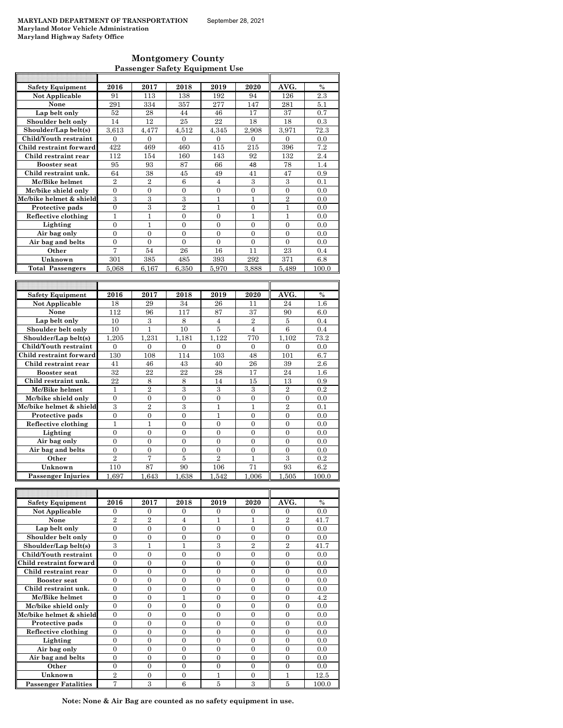**MARYLAND DEPARTMENT OF TRANSPORTATION** September 28, 2021
**Maryland Motor Vehicle Administration**
**Maryland Highway Safety Office**

## Montgomery County
### Passenger Safety Equipment Use

| Safety Equipment | 2016 | 2017 | 2018 | 2019 | 2020 | AVG. | % |
|---|---|---|---|---|---|---|---|
| Not Applicable | 91 | 113 | 138 | 192 | 94 | 126 | 2.3 |
| None | 291 | 334 | 357 | 277 | 147 | 281 | 5.1 |
| Lap belt only | 52 | 28 | 44 | 46 | 17 | 37 | 0.7 |
| Shoulder belt only | 14 | 12 | 25 | 22 | 18 | 18 | 0.3 |
| Shoulder/Lap belt(s) | 3,613 | 4,477 | 4,512 | 4,345 | 2,908 | 3,971 | 72.3 |
| Child/Youth restraint | 0 | 0 | 0 | 0 | 0 | 0 | 0.0 |
| Child restraint forward | 422 | 469 | 460 | 415 | 215 | 396 | 7.2 |
| Child restraint rear | 112 | 154 | 160 | 143 | 92 | 132 | 2.4 |
| Booster seat | 95 | 93 | 87 | 66 | 48 | 78 | 1.4 |
| Child restraint unk. | 64 | 38 | 45 | 49 | 41 | 47 | 0.9 |
| Mc/Bike helmet | 2 | 2 | 6 | 4 | 3 | 3 | 0.1 |
| Mc/bike shield only | 0 | 0 | 0 | 0 | 0 | 0 | 0.0 |
| Mc/bike helmet & shield | 3 | 3 | 3 | 1 | 1 | 2 | 0.0 |
| Protective pads | 0 | 3 | 2 | 1 | 0 | 1 | 0.0 |
| Reflective clothing | 1 | 1 | 0 | 0 | 1 | 1 | 0.0 |
| Lighting | 0 | 1 | 0 | 0 | 0 | 0 | 0.0 |
| Air bag only | 0 | 0 | 0 | 0 | 0 | 0 | 0.0 |
| Air bag and belts | 0 | 0 | 0 | 0 | 0 | 0 | 0.0 |
| Other | 7 | 54 | 26 | 16 | 11 | 23 | 0.4 |
| Unknown | 301 | 385 | 485 | 393 | 292 | 371 | 6.8 |
| **Total Passengers** | 5,068 | 6,167 | 6,350 | 5,970 | 3,888 | 5,489 | 100.0 |

| Safety Equipment | 2016 | 2017 | 2018 | 2019 | 2020 | AVG. | % |
|---|---|---|---|---|---|---|---|
| Not Applicable | 18 | 29 | 34 | 26 | 11 | 24 | 1.6 |
| None | 112 | 96 | 117 | 87 | 37 | 90 | 6.0 |
| Lap belt only | 10 | 3 | 8 | 4 | 2 | 5 | 0.4 |
| Shoulder belt only | 10 | 1 | 10 | 5 | 4 | 6 | 0.4 |
| Shoulder/Lap belt(s) | 1,205 | 1,231 | 1,181 | 1,122 | 770 | 1,102 | 73.2 |
| Child/Youth restraint | 0 | 0 | 0 | 0 | 0 | 0 | 0.0 |
| Child restraint forward | 130 | 108 | 114 | 103 | 48 | 101 | 6.7 |
| Child restraint rear | 41 | 46 | 43 | 40 | 26 | 39 | 2.6 |
| Booster seat | 32 | 22 | 22 | 28 | 17 | 24 | 1.6 |
| Child restraint unk. | 22 | 8 | 8 | 14 | 15 | 13 | 0.9 |
| Mc/Bike helmet | 1 | 2 | 3 | 3 | 3 | 2 | 0.2 |
| Mc/bike shield only | 0 | 0 | 0 | 0 | 0 | 0 | 0.0 |
| Mc/bike helmet & shield | 3 | 2 | 3 | 1 | 1 | 2 | 0.1 |
| Protective pads | 0 | 0 | 0 | 1 | 0 | 0 | 0.0 |
| Reflective clothing | 1 | 1 | 0 | 0 | 0 | 0 | 0.0 |
| Lighting | 0 | 0 | 0 | 0 | 0 | 0 | 0.0 |
| Air bag only | 0 | 0 | 0 | 0 | 0 | 0 | 0.0 |
| Air bag and belts | 0 | 0 | 0 | 0 | 0 | 0 | 0.0 |
| Other | 2 | 7 | 5 | 2 | 1 | 3 | 0.2 |
| Unknown | 110 | 87 | 90 | 106 | 71 | 93 | 6.2 |
| **Passenger Injuries** | 1,697 | 1,643 | 1,638 | 1,542 | 1,006 | 1,505 | 100.0 |

| Safety Equipment | 2016 | 2017 | 2018 | 2019 | 2020 | AVG. | % |
|---|---|---|---|---|---|---|---|
| Not Applicable | 0 | 0 | 0 | 0 | 0 | 0 | 0.0 |
| None | 2 | 2 | 4 | 1 | 1 | 2 | 41.7 |
| Lap belt only | 0 | 0 | 0 | 0 | 0 | 0 | 0.0 |
| Shoulder belt only | 0 | 0 | 0 | 0 | 0 | 0 | 0.0 |
| Shoulder/Lap belt(s) | 3 | 1 | 1 | 3 | 2 | 2 | 41.7 |
| Child/Youth restraint | 0 | 0 | 0 | 0 | 0 | 0 | 0.0 |
| Child restraint forward | 0 | 0 | 0 | 0 | 0 | 0 | 0.0 |
| Child restraint rear | 0 | 0 | 0 | 0 | 0 | 0 | 0.0 |
| Booster seat | 0 | 0 | 0 | 0 | 0 | 0 | 0.0 |
| Child restraint unk. | 0 | 0 | 0 | 0 | 0 | 0 | 0.0 |
| Mc/Bike helmet | 0 | 0 | 1 | 0 | 0 | 0 | 4.2 |
| Mc/bike shield only | 0 | 0 | 0 | 0 | 0 | 0 | 0.0 |
| Mc/bike helmet & shield | 0 | 0 | 0 | 0 | 0 | 0 | 0.0 |
| Protective pads | 0 | 0 | 0 | 0 | 0 | 0 | 0.0 |
| Reflective clothing | 0 | 0 | 0 | 0 | 0 | 0 | 0.0 |
| Lighting | 0 | 0 | 0 | 0 | 0 | 0 | 0.0 |
| Air bag only | 0 | 0 | 0 | 0 | 0 | 0 | 0.0 |
| Air bag and belts | 0 | 0 | 0 | 0 | 0 | 0 | 0.0 |
| Other | 0 | 0 | 0 | 0 | 0 | 0 | 0.0 |
| Unknown | 2 | 0 | 0 | 1 | 0 | 1 | 12.5 |
| **Passenger Fatalities** | 7 | 3 | 6 | 5 | 3 | 5 | 100.0 |

**Note: None & Air Bag are counted as no safety equipment in use.**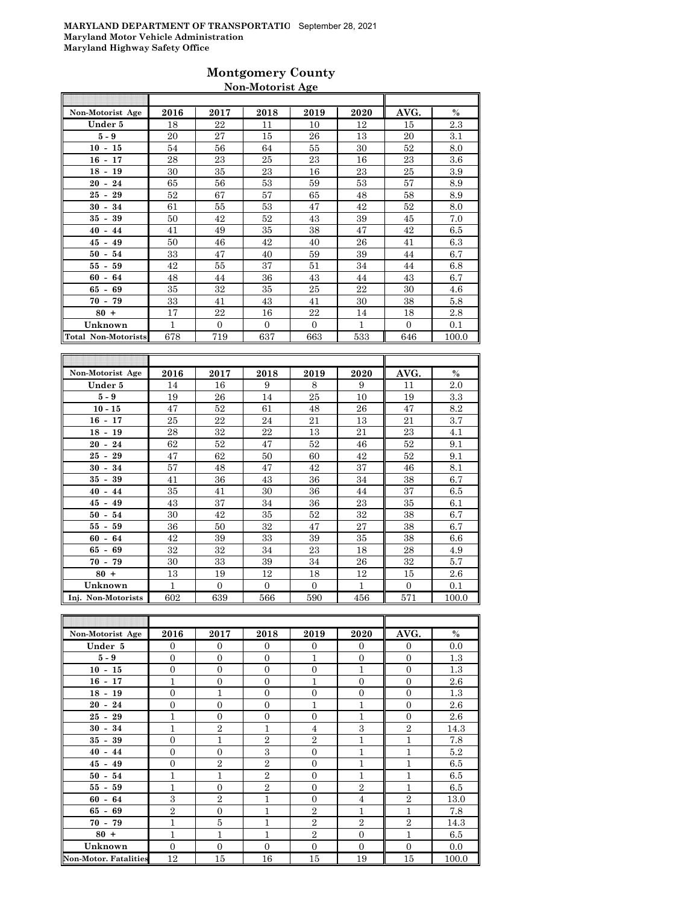**MARYLAND DEPARTMENT OF TRANSPORTATIO** September 28, 2021
**Maryland Motor Vehicle Administration**
**Maryland Highway Safety Office**

## Montgomery County

### Non-Motorist Age

| Non-Motorist Age | 2016 | 2017 | 2018 | 2019 | 2020 | AVG. | % |
|---|---|---|---|---|---|---|---|
| Under 5 | 18 | 22 | 11 | 10 | 12 | 15 | 2.3 |
| 5 - 9 | 20 | 27 | 15 | 26 | 13 | 20 | 3.1 |
| 10 - 15 | 54 | 56 | 64 | 55 | 30 | 52 | 8.0 |
| 16 - 17 | 28 | 23 | 25 | 23 | 16 | 23 | 3.6 |
| 18 - 19 | 30 | 35 | 23 | 16 | 23 | 25 | 3.9 |
| 20 - 24 | 65 | 56 | 53 | 59 | 53 | 57 | 8.9 |
| 25 - 29 | 52 | 67 | 57 | 65 | 48 | 58 | 8.9 |
| 30 - 34 | 61 | 55 | 53 | 47 | 42 | 52 | 8.0 |
| 35 - 39 | 50 | 42 | 52 | 43 | 39 | 45 | 7.0 |
| 40 - 44 | 41 | 49 | 35 | 38 | 47 | 42 | 6.5 |
| 45 - 49 | 50 | 46 | 42 | 40 | 26 | 41 | 6.3 |
| 50 - 54 | 33 | 47 | 40 | 59 | 39 | 44 | 6.7 |
| 55 - 59 | 42 | 55 | 37 | 51 | 34 | 44 | 6.8 |
| 60 - 64 | 48 | 44 | 36 | 43 | 44 | 43 | 6.7 |
| 65 - 69 | 35 | 32 | 35 | 25 | 22 | 30 | 4.6 |
| 70 - 79 | 33 | 41 | 43 | 41 | 30 | 38 | 5.8 |
| 80 + | 17 | 22 | 16 | 22 | 14 | 18 | 2.8 |
| Unknown | 1 | 0 | 0 | 0 | 1 | 0 | 0.1 |
| Total Non-Motorists | 678 | 719 | 637 | 663 | 533 | 646 | 100.0 |

| Non-Motorist Age | 2016 | 2017 | 2018 | 2019 | 2020 | AVG. | % |
|---|---|---|---|---|---|---|---|
| Under 5 | 14 | 16 | 9 | 8 | 9 | 11 | 2.0 |
| 5 - 9 | 19 | 26 | 14 | 25 | 10 | 19 | 3.3 |
| 10 - 15 | 47 | 52 | 61 | 48 | 26 | 47 | 8.2 |
| 16 - 17 | 25 | 22 | 24 | 21 | 13 | 21 | 3.7 |
| 18 - 19 | 28 | 32 | 22 | 13 | 21 | 23 | 4.1 |
| 20 - 24 | 62 | 52 | 47 | 52 | 46 | 52 | 9.1 |
| 25 - 29 | 47 | 62 | 50 | 60 | 42 | 52 | 9.1 |
| 30 - 34 | 57 | 48 | 47 | 42 | 37 | 46 | 8.1 |
| 35 - 39 | 41 | 36 | 43 | 36 | 34 | 38 | 6.7 |
| 40 - 44 | 35 | 41 | 30 | 36 | 44 | 37 | 6.5 |
| 45 - 49 | 43 | 37 | 34 | 36 | 23 | 35 | 6.1 |
| 50 - 54 | 30 | 42 | 35 | 52 | 32 | 38 | 6.7 |
| 55 - 59 | 36 | 50 | 32 | 47 | 27 | 38 | 6.7 |
| 60 - 64 | 42 | 39 | 33 | 39 | 35 | 38 | 6.6 |
| 65 - 69 | 32 | 32 | 34 | 23 | 18 | 28 | 4.9 |
| 70 - 79 | 30 | 33 | 39 | 34 | 26 | 32 | 5.7 |
| 80 + | 13 | 19 | 12 | 18 | 12 | 15 | 2.6 |
| Unknown | 1 | 0 | 0 | 0 | 1 | 0 | 0.1 |
| Inj. Non-Motorists | 602 | 639 | 566 | 590 | 456 | 571 | 100.0 |

| Non-Motorist Age | 2016 | 2017 | 2018 | 2019 | 2020 | AVG. | % |
|---|---|---|---|---|---|---|---|
| Under 5 | 0 | 0 | 0 | 0 | 0 | 0 | 0.0 |
| 5 - 9 | 0 | 0 | 0 | 1 | 0 | 0 | 1.3 |
| 10 - 15 | 0 | 0 | 0 | 0 | 1 | 0 | 1.3 |
| 16 - 17 | 1 | 0 | 0 | 1 | 0 | 0 | 2.6 |
| 18 - 19 | 0 | 1 | 0 | 0 | 0 | 0 | 1.3 |
| 20 - 24 | 0 | 0 | 0 | 1 | 1 | 0 | 2.6 |
| 25 - 29 | 1 | 0 | 0 | 0 | 1 | 0 | 2.6 |
| 30 - 34 | 1 | 2 | 1 | 4 | 3 | 2 | 14.3 |
| 35 - 39 | 0 | 1 | 2 | 2 | 1 | 1 | 7.8 |
| 40 - 44 | 0 | 0 | 3 | 0 | 1 | 1 | 5.2 |
| 45 - 49 | 0 | 2 | 2 | 0 | 1 | 1 | 6.5 |
| 50 - 54 | 1 | 1 | 2 | 0 | 1 | 1 | 6.5 |
| 55 - 59 | 1 | 0 | 2 | 0 | 2 | 1 | 6.5 |
| 60 - 64 | 3 | 2 | 1 | 0 | 4 | 2 | 13.0 |
| 65 - 69 | 2 | 0 | 1 | 2 | 1 | 1 | 7.8 |
| 70 - 79 | 1 | 5 | 1 | 2 | 2 | 2 | 14.3 |
| 80 + | 1 | 1 | 1 | 2 | 0 | 1 | 6.5 |
| Unknown | 0 | 0 | 0 | 0 | 0 | 0 | 0.0 |
| Non-Motor. Fatalities | 12 | 15 | 16 | 15 | 19 | 15 | 100.0 |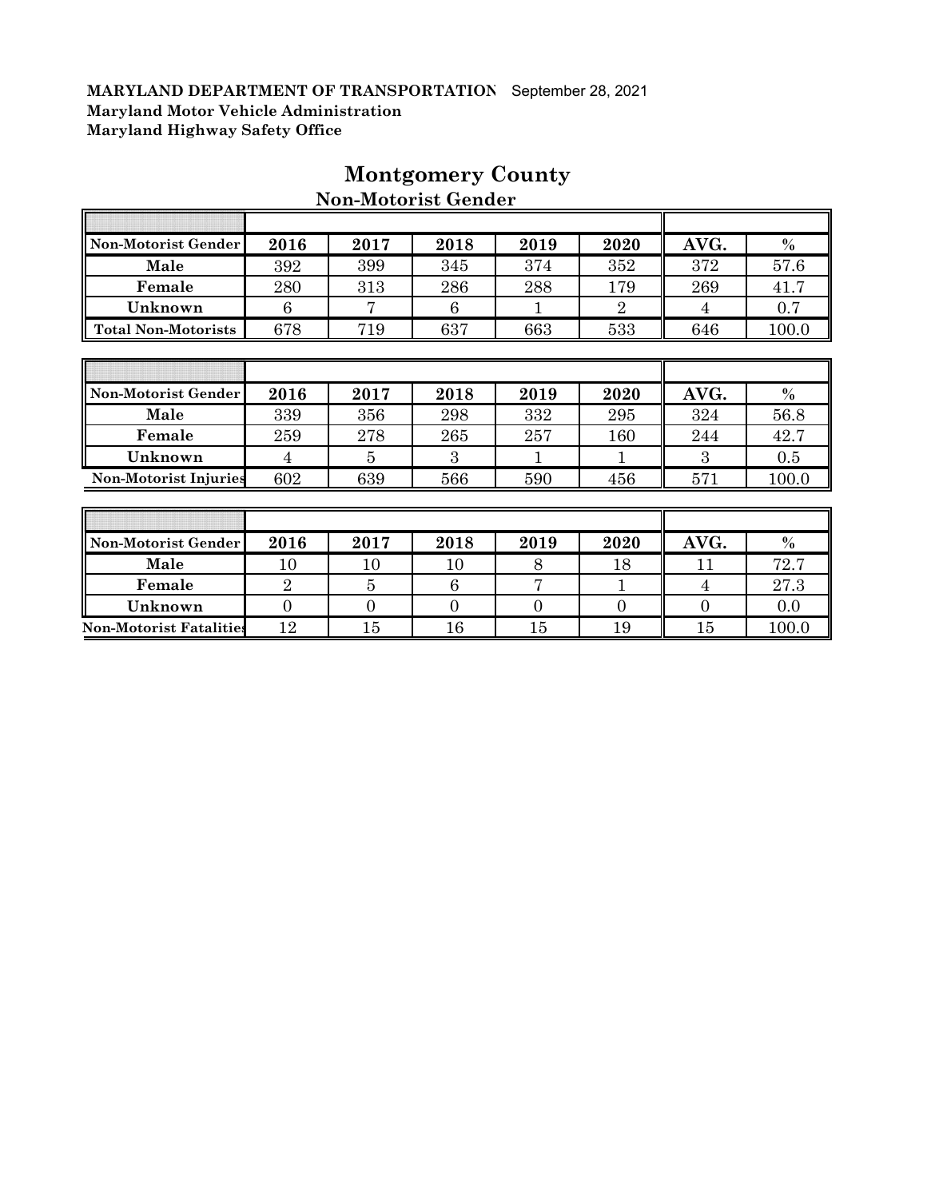**MARYLAND DEPARTMENT OF TRANSPORTATION** September 28, 2021
**Maryland Motor Vehicle Administration**
**Maryland Highway Safety Office**

# Montgomery County

## Non-Motorist Gender

| Non-Motorist Gender | 2016 | 2017 | 2018 | 2019 | 2020 | AVG. | % |
|---|---|---|---|---|---|---|---|
| Male | 392 | 399 | 345 | 374 | 352 | 372 | 57.6 |
| Female | 280 | 313 | 286 | 288 | 179 | 269 | 41.7 |
| Unknown | 6 | 7 | 6 | 1 | 2 | 4 | 0.7 |
| Total Non-Motorists | 678 | 719 | 637 | 663 | 533 | 646 | 100.0 |

| Non-Motorist Gender | 2016 | 2017 | 2018 | 2019 | 2020 | AVG. | % |
|---|---|---|---|---|---|---|---|
| Male | 339 | 356 | 298 | 332 | 295 | 324 | 56.8 |
| Female | 259 | 278 | 265 | 257 | 160 | 244 | 42.7 |
| Unknown | 4 | 5 | 3 | 1 | 1 | 3 | 0.5 |
| Non-Motorist Injuries | 602 | 639 | 566 | 590 | 456 | 571 | 100.0 |

| Non-Motorist Gender | 2016 | 2017 | 2018 | 2019 | 2020 | AVG. | % |
|---|---|---|---|---|---|---|---|
| Male | 10 | 10 | 10 | 8 | 18 | 11 | 72.7 |
| Female | 2 | 5 | 6 | 7 | 1 | 4 | 27.3 |
| Unknown | 0 | 0 | 0 | 0 | 0 | 0 | 0.0 |
| Non-Motorist Fatalities | 12 | 15 | 16 | 15 | 19 | 15 | 100.0 |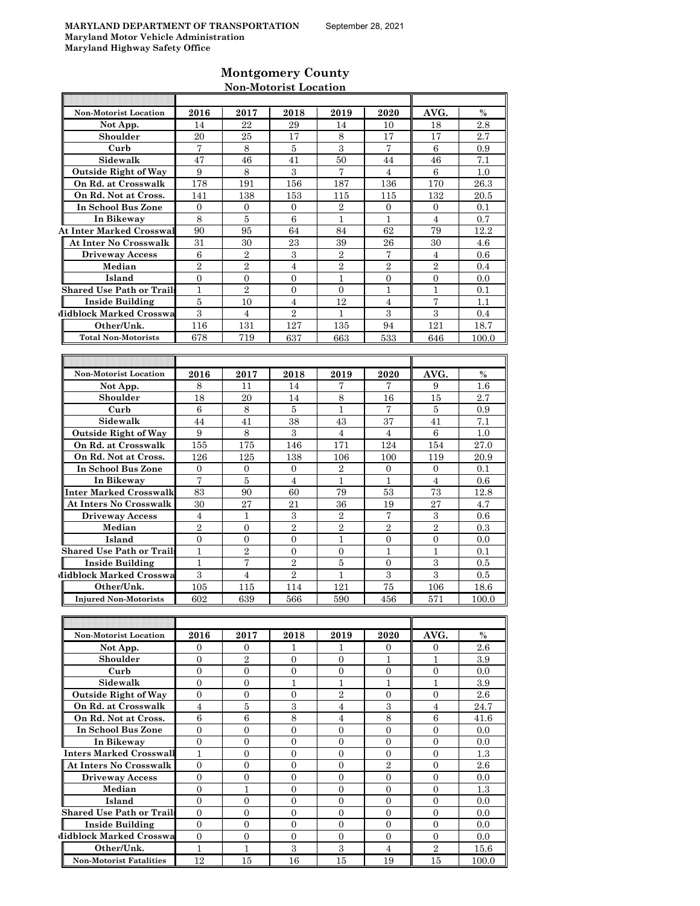**MARYLAND DEPARTMENT OF TRANSPORTATION** September 28, 2021
**Maryland Motor Vehicle Administration**
**Maryland Highway Safety Office**

## Montgomery County
### Non-Motorist Location

| Non-Motorist Location | 2016 | 2017 | 2018 | 2019 | 2020 | AVG. | % |
|---|---|---|---|---|---|---|---|
| Not App. | 14 | 22 | 29 | 14 | 10 | 18 | 2.8 |
| Shoulder | 20 | 25 | 17 | 8 | 17 | 17 | 2.7 |
| Curb | 7 | 8 | 5 | 3 | 7 | 6 | 0.9 |
| Sidewalk | 47 | 46 | 41 | 50 | 44 | 46 | 7.1 |
| Outside Right of Way | 9 | 8 | 3 | 7 | 4 | 6 | 1.0 |
| On Rd. at Crosswalk | 178 | 191 | 156 | 187 | 136 | 170 | 26.3 |
| On Rd. Not at Cross. | 141 | 138 | 153 | 115 | 115 | 132 | 20.5 |
| In School Bus Zone | 0 | 0 | 0 | 2 | 0 | 0 | 0.1 |
| In Bikeway | 8 | 5 | 6 | 1 | 1 | 4 | 0.7 |
| At Inter Marked Crosswal | 90 | 95 | 64 | 84 | 62 | 79 | 12.2 |
| At Inter No Crosswalk | 31 | 30 | 23 | 39 | 26 | 30 | 4.6 |
| Driveway Access | 6 | 2 | 3 | 2 | 7 | 4 | 0.6 |
| Median | 2 | 2 | 4 | 2 | 2 | 2 | 0.4 |
| Island | 0 | 0 | 0 | 1 | 0 | 0 | 0.0 |
| Shared Use Path or Trails | 1 | 2 | 0 | 0 | 1 | 1 | 0.1 |
| Inside Building | 5 | 10 | 4 | 12 | 4 | 7 | 1.1 |
| Midblock Marked Crosswa | 3 | 4 | 2 | 1 | 3 | 3 | 0.4 |
| Other/Unk. | 116 | 131 | 127 | 135 | 94 | 121 | 18.7 |
| Total Non-Motorists | 678 | 719 | 637 | 663 | 533 | 646 | 100.0 |

| Non-Motorist Location | 2016 | 2017 | 2018 | 2019 | 2020 | AVG. | % |
|---|---|---|---|---|---|---|---|
| Not App. | 8 | 11 | 14 | 7 | 7 | 9 | 1.6 |
| Shoulder | 18 | 20 | 14 | 8 | 16 | 15 | 2.7 |
| Curb | 6 | 8 | 5 | 1 | 7 | 5 | 0.9 |
| Sidewalk | 44 | 41 | 38 | 43 | 37 | 41 | 7.1 |
| Outside Right of Way | 9 | 8 | 3 | 4 | 4 | 6 | 1.0 |
| On Rd. at Crosswalk | 155 | 175 | 146 | 171 | 124 | 154 | 27.0 |
| On Rd. Not at Cross. | 126 | 125 | 138 | 106 | 100 | 119 | 20.9 |
| In School Bus Zone | 0 | 0 | 0 | 2 | 0 | 0 | 0.1 |
| In Bikeway | 7 | 5 | 4 | 1 | 1 | 4 | 0.6 |
| Inter Marked Crosswalk | 83 | 90 | 60 | 79 | 53 | 73 | 12.8 |
| At Inters No Crosswalk | 30 | 27 | 21 | 36 | 19 | 27 | 4.7 |
| Driveway Access | 4 | 1 | 3 | 2 | 7 | 3 | 0.6 |
| Median | 2 | 0 | 2 | 2 | 2 | 2 | 0.3 |
| Island | 0 | 0 | 0 | 1 | 0 | 0 | 0.0 |
| Shared Use Path or Trails | 1 | 2 | 0 | 0 | 1 | 1 | 0.1 |
| Inside Building | 1 | 7 | 2 | 5 | 0 | 3 | 0.5 |
| Midblock Marked Crosswa | 3 | 4 | 2 | 1 | 3 | 3 | 0.5 |
| Other/Unk. | 105 | 115 | 114 | 121 | 75 | 106 | 18.6 |
| Injured Non-Motorists | 602 | 639 | 566 | 590 | 456 | 571 | 100.0 |

| Non-Motorist Location | 2016 | 2017 | 2018 | 2019 | 2020 | AVG. | % |
|---|---|---|---|---|---|---|---|
| Not App. | 0 | 0 | 1 | 1 | 0 | 0 | 2.6 |
| Shoulder | 0 | 2 | 0 | 0 | 1 | 1 | 3.9 |
| Curb | 0 | 0 | 0 | 0 | 0 | 0 | 0.0 |
| Sidewalk | 0 | 0 | 1 | 1 | 1 | 1 | 3.9 |
| Outside Right of Way | 0 | 0 | 0 | 2 | 0 | 0 | 2.6 |
| On Rd. at Crosswalk | 4 | 5 | 3 | 4 | 3 | 4 | 24.7 |
| On Rd. Not at Cross. | 6 | 6 | 8 | 4 | 8 | 6 | 41.6 |
| In School Bus Zone | 0 | 0 | 0 | 0 | 0 | 0 | 0.0 |
| In Bikeway | 0 | 0 | 0 | 0 | 0 | 0 | 0.0 |
| Inters Marked Crosswall | 1 | 0 | 0 | 0 | 0 | 0 | 1.3 |
| At Inters No Crosswalk | 0 | 0 | 0 | 0 | 2 | 0 | 2.6 |
| Driveway Access | 0 | 0 | 0 | 0 | 0 | 0 | 0.0 |
| Median | 0 | 1 | 0 | 0 | 0 | 0 | 1.3 |
| Island | 0 | 0 | 0 | 0 | 0 | 0 | 0.0 |
| Shared Use Path or Trails | 0 | 0 | 0 | 0 | 0 | 0 | 0.0 |
| Inside Building | 0 | 0 | 0 | 0 | 0 | 0 | 0.0 |
| Midblock Marked Crosswa | 0 | 0 | 0 | 0 | 0 | 0 | 0.0 |
| Other/Unk. | 1 | 1 | 3 | 3 | 4 | 2 | 15.6 |
| Non-Motorist Fatalities | 12 | 15 | 16 | 15 | 19 | 15 | 100.0 |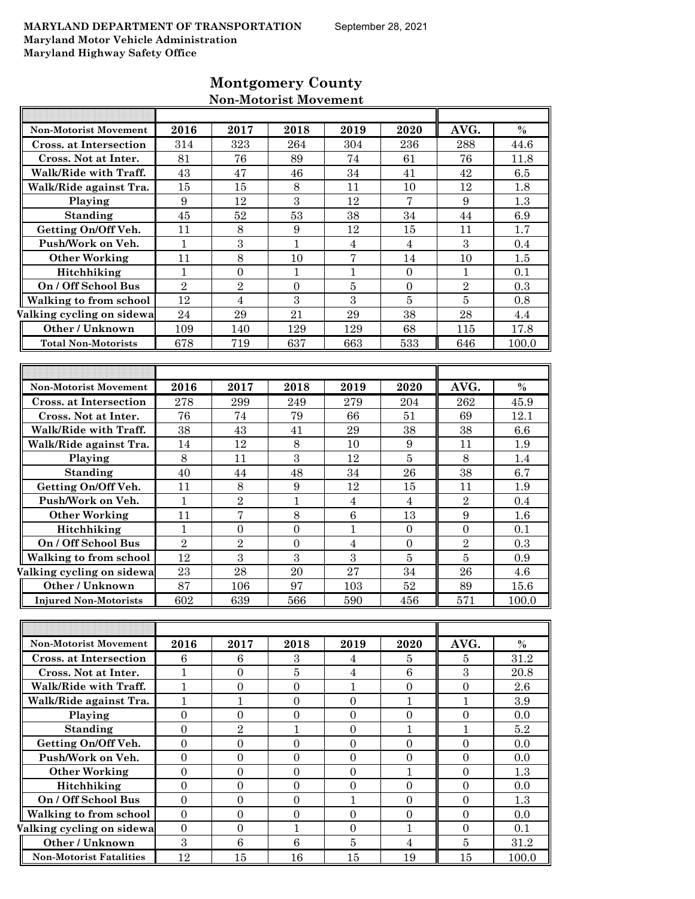**MARYLAND DEPARTMENT OF TRANSPORTATION** September 28, 2021
**Maryland Motor Vehicle Administration**
**Maryland Highway Safety Office**

# Montgomery County

## Non-Motorist Movement

| Non-Motorist Movement | 2016 | 2017 | 2018 | 2019 | 2020 | AVG. | % |
|---|---|---|---|---|---|---|---|
| Cross. at Intersection | 314 | 323 | 264 | 304 | 236 | 288 | 44.6 |
| Cross. Not at Inter. | 81 | 76 | 89 | 74 | 61 | 76 | 11.8 |
| Walk/Ride with Traff. | 43 | 47 | 46 | 34 | 41 | 42 | 6.5 |
| Walk/Ride against Tra. | 15 | 15 | 8 | 11 | 10 | 12 | 1.8 |
| Playing | 9 | 12 | 3 | 12 | 7 | 9 | 1.3 |
| Standing | 45 | 52 | 53 | 38 | 34 | 44 | 6.9 |
| Getting On/Off Veh. | 11 | 8 | 9 | 12 | 15 | 11 | 1.7 |
| Push/Work on Veh. | 1 | 3 | 1 | 4 | 4 | 3 | 0.4 |
| Other Working | 11 | 8 | 10 | 7 | 14 | 10 | 1.5 |
| Hitchhiking | 1 | 0 | 1 | 1 | 0 | 1 | 0.1 |
| On / Off School Bus | 2 | 2 | 0 | 5 | 0 | 2 | 0.3 |
| Walking to from school | 12 | 4 | 3 | 3 | 5 | 5 | 0.8 |
| Walking cycling on sidewa | 24 | 29 | 21 | 29 | 38 | 28 | 4.4 |
| Other / Unknown | 109 | 140 | 129 | 129 | 68 | 115 | 17.8 |
| Total Non-Motorists | 678 | 719 | 637 | 663 | 533 | 646 | 100.0 |

| Non-Motorist Movement | 2016 | 2017 | 2018 | 2019 | 2020 | AVG. | % |
|---|---|---|---|---|---|---|---|
| Cross. at Intersection | 278 | 299 | 249 | 279 | 204 | 262 | 45.9 |
| Cross. Not at Inter. | 76 | 74 | 79 | 66 | 51 | 69 | 12.1 |
| Walk/Ride with Traff. | 38 | 43 | 41 | 29 | 38 | 38 | 6.6 |
| Walk/Ride against Tra. | 14 | 12 | 8 | 10 | 9 | 11 | 1.9 |
| Playing | 8 | 11 | 3 | 12 | 5 | 8 | 1.4 |
| Standing | 40 | 44 | 48 | 34 | 26 | 38 | 6.7 |
| Getting On/Off Veh. | 11 | 8 | 9 | 12 | 15 | 11 | 1.9 |
| Push/Work on Veh. | 1 | 2 | 1 | 4 | 4 | 2 | 0.4 |
| Other Working | 11 | 7 | 8 | 6 | 13 | 9 | 1.6 |
| Hitchhiking | 1 | 0 | 0 | 1 | 0 | 0 | 0.1 |
| On / Off School Bus | 2 | 2 | 0 | 4 | 0 | 2 | 0.3 |
| Walking to from school | 12 | 3 | 3 | 3 | 5 | 5 | 0.9 |
| Walking cycling on sidewa | 23 | 28 | 20 | 27 | 34 | 26 | 4.6 |
| Other / Unknown | 87 | 106 | 97 | 103 | 52 | 89 | 15.6 |
| Injured Non-Motorists | 602 | 639 | 566 | 590 | 456 | 571 | 100.0 |

| Non-Motorist Movement | 2016 | 2017 | 2018 | 2019 | 2020 | AVG. | % |
|---|---|---|---|---|---|---|---|
| Cross. at Intersection | 6 | 6 | 3 | 4 | 5 | 5 | 31.2 |
| Cross. Not at Inter. | 1 | 0 | 5 | 4 | 6 | 3 | 20.8 |
| Walk/Ride with Traff. | 1 | 0 | 0 | 1 | 0 | 0 | 2.6 |
| Walk/Ride against Tra. | 1 | 1 | 0 | 0 | 1 | 1 | 3.9 |
| Playing | 0 | 0 | 0 | 0 | 0 | 0 | 0.0 |
| Standing | 0 | 2 | 1 | 0 | 1 | 1 | 5.2 |
| Getting On/Off Veh. | 0 | 0 | 0 | 0 | 0 | 0 | 0.0 |
| Push/Work on Veh. | 0 | 0 | 0 | 0 | 0 | 0 | 0.0 |
| Other Working | 0 | 0 | 0 | 0 | 1 | 0 | 1.3 |
| Hitchhiking | 0 | 0 | 0 | 0 | 0 | 0 | 0.0 |
| On / Off School Bus | 0 | 0 | 0 | 1 | 0 | 0 | 1.3 |
| Walking to from school | 0 | 0 | 0 | 0 | 0 | 0 | 0.0 |
| Walking cycling on sidewa | 0 | 0 | 1 | 0 | 1 | 0 | 0.1 |
| Other / Unknown | 3 | 6 | 6 | 5 | 4 | 5 | 31.2 |
| Non-Motorist Fatalities | 12 | 15 | 16 | 15 | 19 | 15 | 100.0 |